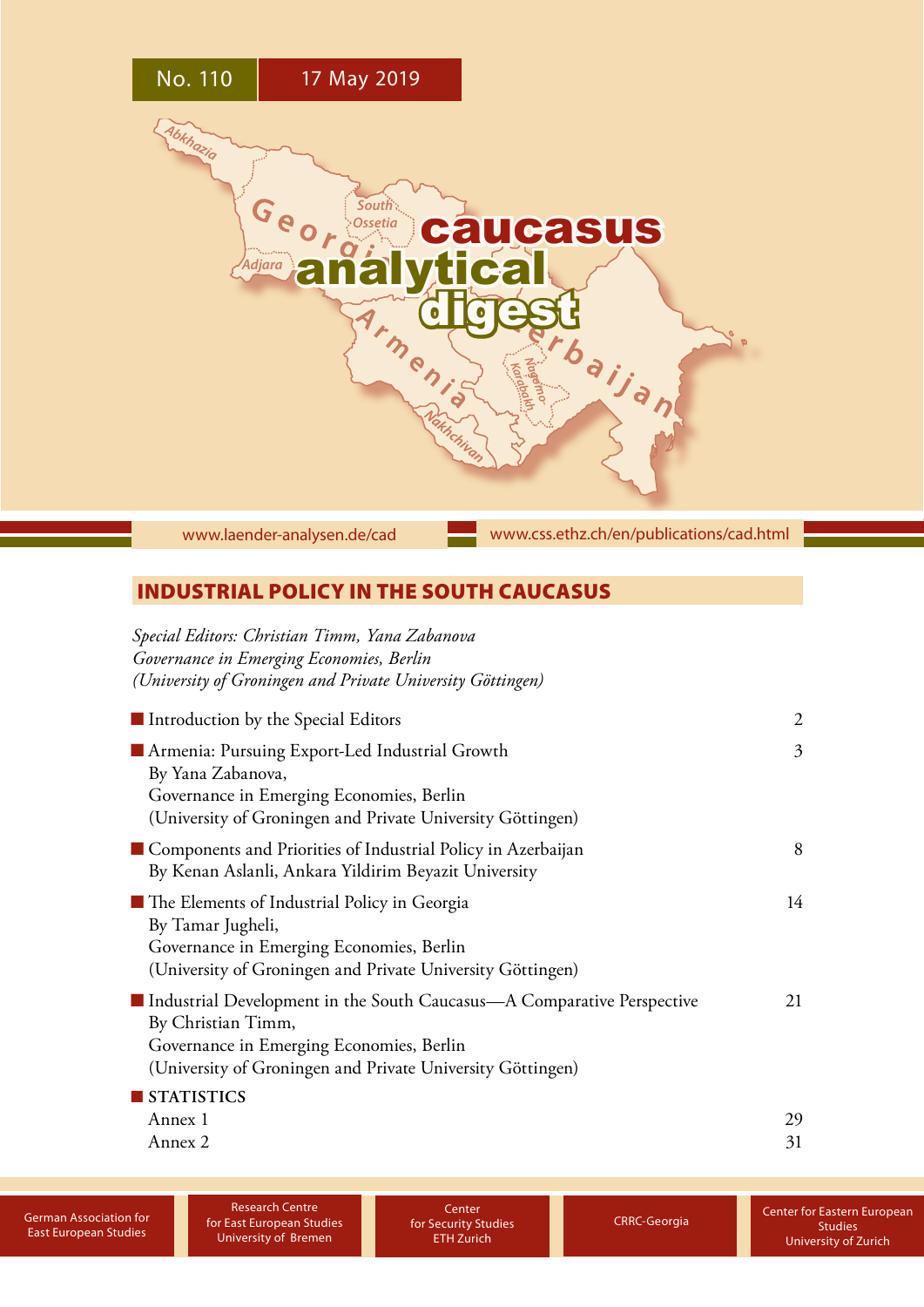No. 110 17 May 2019

# caucasus analytical digest

www.laender-analysen.de/cad www.css.ethz.ch/en/publications/cad.html

## INDUSTRIAL POLICY IN THE SOUTH CAUCASUS

*Special Editors: Christian Timm, Yana Zabanova*
*Governance in Emerging Economies, Berlin*
*(University of Groningen and Private University Göttingen)*

- Introduction by the Special Editors — 2
- Armenia: Pursuing Export-Led Industrial Growth — 3
  By Yana Zabanova,
  Governance in Emerging Economies, Berlin
  (University of Groningen and Private University Göttingen)
- Components and Priorities of Industrial Policy in Azerbaijan — 8
  By Kenan Aslanli, Ankara Yildirim Beyazit University
- The Elements of Industrial Policy in Georgia — 14
  By Tamar Jugheli,
  Governance in Emerging Economies, Berlin
  (University of Groningen and Private University Göttingen)
- Industrial Development in the South Caucasus—A Comparative Perspective — 21
  By Christian Timm,
  Governance in Emerging Economies, Berlin
  (University of Groningen and Private University Göttingen)
- STATISTICS
  Annex 1 — 29
  Annex 2 — 31

German Association for East European Studies | Research Centre for East European Studies University of Bremen | Center for Security Studies ETH Zurich | CRRC-Georgia | Center for Eastern European Studies University of Zurich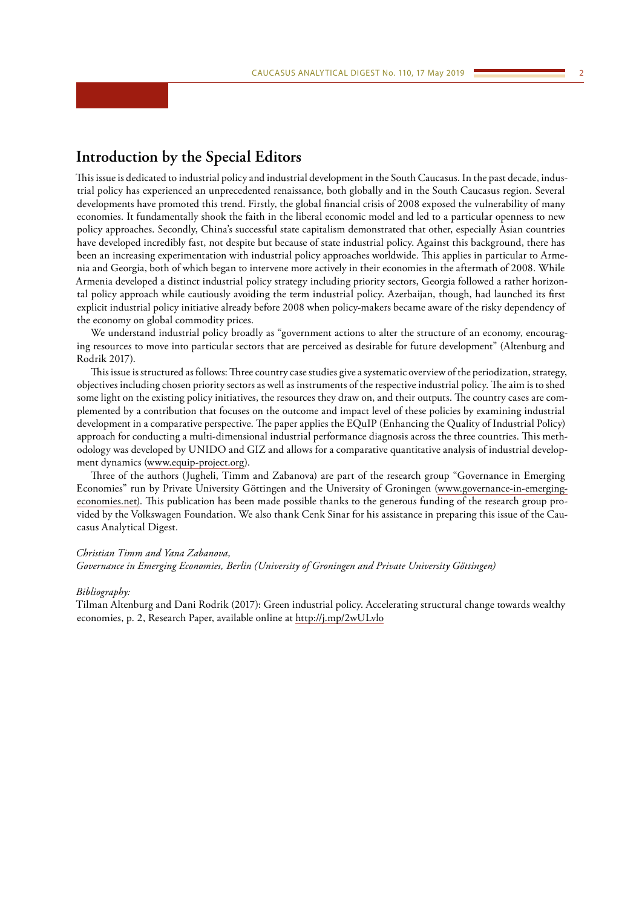## Introduction by the Special Editors

This issue is dedicated to industrial policy and industrial development in the South Caucasus. In the past decade, industrial policy has experienced an unprecedented renaissance, both globally and in the South Caucasus region. Several developments have promoted this trend. Firstly, the global financial crisis of 2008 exposed the vulnerability of many economies. It fundamentally shook the faith in the liberal economic model and led to a particular openness to new policy approaches. Secondly, China's successful state capitalism demonstrated that other, especially Asian countries have developed incredibly fast, not despite but because of state industrial policy. Against this background, there has been an increasing experimentation with industrial policy approaches worldwide. This applies in particular to Armenia and Georgia, both of which began to intervene more actively in their economies in the aftermath of 2008. While Armenia developed a distinct industrial policy strategy including priority sectors, Georgia followed a rather horizontal policy approach while cautiously avoiding the term industrial policy. Azerbaijan, though, had launched its first explicit industrial policy initiative already before 2008 when policy-makers became aware of the risky dependency of the economy on global commodity prices.

We understand industrial policy broadly as "government actions to alter the structure of an economy, encouraging resources to move into particular sectors that are perceived as desirable for future development" (Altenburg and Rodrik 2017).

This issue is structured as follows: Three country case studies give a systematic overview of the periodization, strategy, objectives including chosen priority sectors as well as instruments of the respective industrial policy. The aim is to shed some light on the existing policy initiatives, the resources they draw on, and their outputs. The country cases are complemented by a contribution that focuses on the outcome and impact level of these policies by examining industrial development in a comparative perspective. The paper applies the EQuIP (Enhancing the Quality of Industrial Policy) approach for conducting a multi-dimensional industrial performance diagnosis across the three countries. This methodology was developed by UNIDO and GIZ and allows for a comparative quantitative analysis of industrial development dynamics (www.equip-project.org).

Three of the authors (Jugheli, Timm and Zabanova) are part of the research group "Governance in Emerging Economies" run by Private University Göttingen and the University of Groningen (www.governance-in-emerging-economies.net). This publication has been made possible thanks to the generous funding of the research group provided by the Volkswagen Foundation. We also thank Cenk Sinar for his assistance in preparing this issue of the Caucasus Analytical Digest.

*Christian Timm and Yana Zabanova,*
*Governance in Emerging Economies, Berlin (University of Groningen and Private University Göttingen)*

*Bibliography:*

Tilman Altenburg and Dani Rodrik (2017): Green industrial policy. Accelerating structural change towards wealthy economies, p. 2, Research Paper, available online at http://j.mp/2wULvlo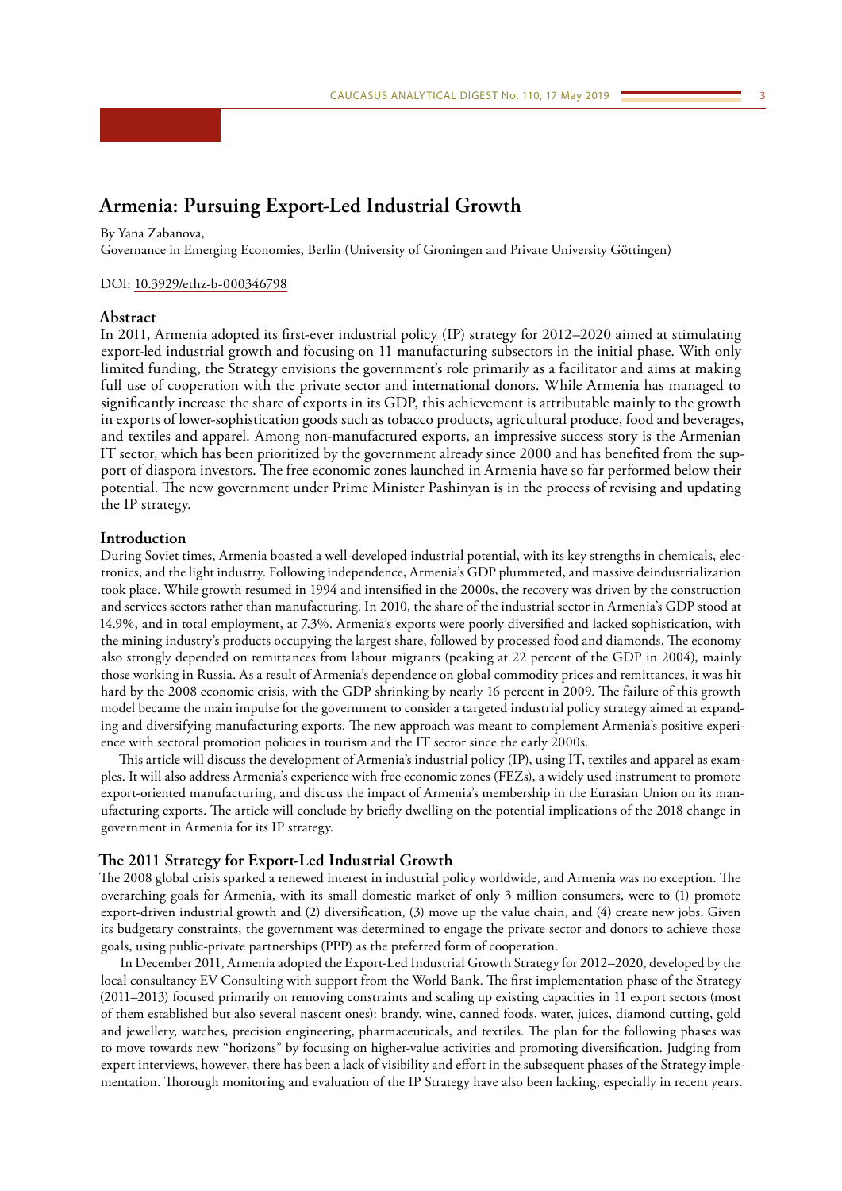# Armenia: Pursuing Export-Led Industrial Growth

By Yana Zabanova,
Governance in Emerging Economies, Berlin (University of Groningen and Private University Göttingen)

DOI: 10.3929/ethz-b-000346798

## Abstract

In 2011, Armenia adopted its first-ever industrial policy (IP) strategy for 2012–2020 aimed at stimulating export-led industrial growth and focusing on 11 manufacturing subsectors in the initial phase. With only limited funding, the Strategy envisions the government's role primarily as a facilitator and aims at making full use of cooperation with the private sector and international donors. While Armenia has managed to significantly increase the share of exports in its GDP, this achievement is attributable mainly to the growth in exports of lower-sophistication goods such as tobacco products, agricultural produce, food and beverages, and textiles and apparel. Among non-manufactured exports, an impressive success story is the Armenian IT sector, which has been prioritized by the government already since 2000 and has benefited from the support of diaspora investors. The free economic zones launched in Armenia have so far performed below their potential. The new government under Prime Minister Pashinyan is in the process of revising and updating the IP strategy.

## Introduction

During Soviet times, Armenia boasted a well-developed industrial potential, with its key strengths in chemicals, electronics, and the light industry. Following independence, Armenia's GDP plummeted, and massive deindustrialization took place. While growth resumed in 1994 and intensified in the 2000s, the recovery was driven by the construction and services sectors rather than manufacturing. In 2010, the share of the industrial sector in Armenia's GDP stood at 14.9%, and in total employment, at 7.3%. Armenia's exports were poorly diversified and lacked sophistication, with the mining industry's products occupying the largest share, followed by processed food and diamonds. The economy also strongly depended on remittances from labour migrants (peaking at 22 percent of the GDP in 2004), mainly those working in Russia. As a result of Armenia's dependence on global commodity prices and remittances, it was hit hard by the 2008 economic crisis, with the GDP shrinking by nearly 16 percent in 2009. The failure of this growth model became the main impulse for the government to consider a targeted industrial policy strategy aimed at expanding and diversifying manufacturing exports. The new approach was meant to complement Armenia's positive experience with sectoral promotion policies in tourism and the IT sector since the early 2000s.

This article will discuss the development of Armenia's industrial policy (IP), using IT, textiles and apparel as examples. It will also address Armenia's experience with free economic zones (FEZs), a widely used instrument to promote export-oriented manufacturing, and discuss the impact of Armenia's membership in the Eurasian Union on its manufacturing exports. The article will conclude by briefly dwelling on the potential implications of the 2018 change in government in Armenia for its IP strategy.

## The 2011 Strategy for Export-Led Industrial Growth

The 2008 global crisis sparked a renewed interest in industrial policy worldwide, and Armenia was no exception. The overarching goals for Armenia, with its small domestic market of only 3 million consumers, were to (1) promote export-driven industrial growth and (2) diversification, (3) move up the value chain, and (4) create new jobs. Given its budgetary constraints, the government was determined to engage the private sector and donors to achieve those goals, using public-private partnerships (PPP) as the preferred form of cooperation.

In December 2011, Armenia adopted the Export-Led Industrial Growth Strategy for 2012–2020, developed by the local consultancy EV Consulting with support from the World Bank. The first implementation phase of the Strategy (2011–2013) focused primarily on removing constraints and scaling up existing capacities in 11 export sectors (most of them established but also several nascent ones): brandy, wine, canned foods, water, juices, diamond cutting, gold and jewellery, watches, precision engineering, pharmaceuticals, and textiles. The plan for the following phases was to move towards new "horizons" by focusing on higher-value activities and promoting diversification. Judging from expert interviews, however, there has been a lack of visibility and effort in the subsequent phases of the Strategy implementation. Thorough monitoring and evaluation of the IP Strategy have also been lacking, especially in recent years.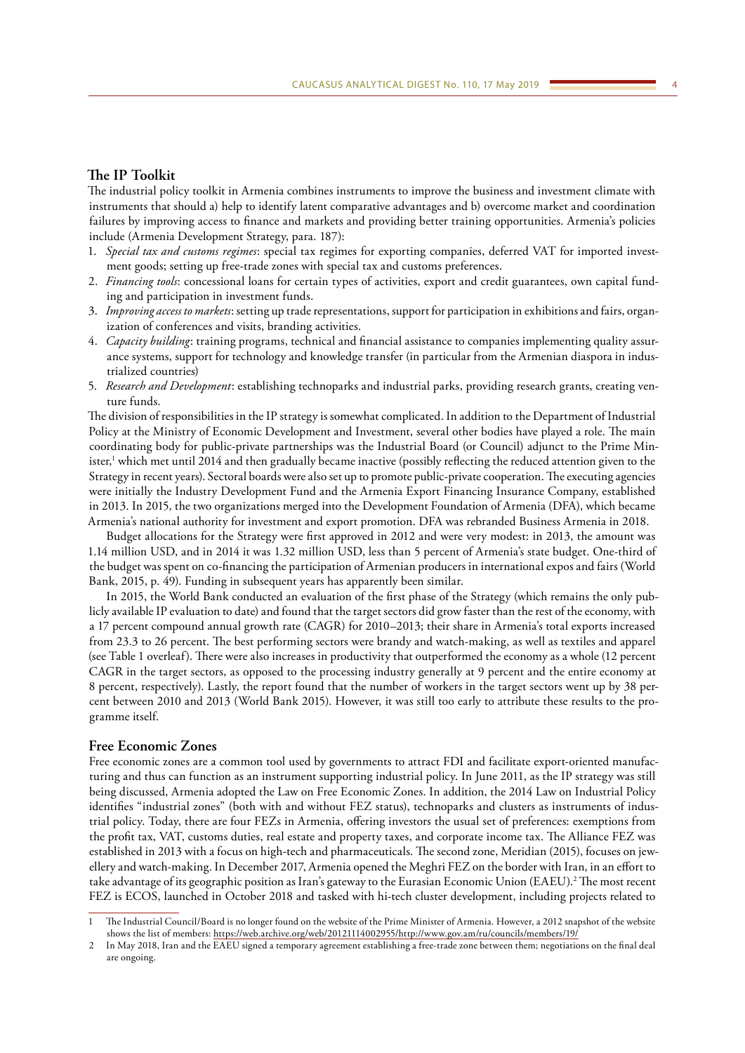## The IP Toolkit

The industrial policy toolkit in Armenia combines instruments to improve the business and investment climate with instruments that should a) help to identify latent comparative advantages and b) overcome market and coordination failures by improving access to finance and markets and providing better training opportunities. Armenia's policies include (Armenia Development Strategy, para. 187):

1. *Special tax and customs regimes*: special tax regimes for exporting companies, deferred VAT for imported investment goods; setting up free-trade zones with special tax and customs preferences.
2. *Financing tools*: concessional loans for certain types of activities, export and credit guarantees, own capital funding and participation in investment funds.
3. *Improving access to markets*: setting up trade representations, support for participation in exhibitions and fairs, organization of conferences and visits, branding activities.
4. *Capacity building*: training programs, technical and financial assistance to companies implementing quality assurance systems, support for technology and knowledge transfer (in particular from the Armenian diaspora in industrialized countries)
5. *Research and Development*: establishing technoparks and industrial parks, providing research grants, creating venture funds.

The division of responsibilities in the IP strategy is somewhat complicated. In addition to the Department of Industrial Policy at the Ministry of Economic Development and Investment, several other bodies have played a role. The main coordinating body for public-private partnerships was the Industrial Board (or Council) adjunct to the Prime Minister,[1] which met until 2014 and then gradually became inactive (possibly reflecting the reduced attention given to the Strategy in recent years). Sectoral boards were also set up to promote public-private cooperation. The executing agencies were initially the Industry Development Fund and the Armenia Export Financing Insurance Company, established in 2013. In 2015, the two organizations merged into the Development Foundation of Armenia (DFA), which became Armenia's national authority for investment and export promotion. DFA was rebranded Business Armenia in 2018.

Budget allocations for the Strategy were first approved in 2012 and were very modest: in 2013, the amount was 1.14 million USD, and in 2014 it was 1.32 million USD, less than 5 percent of Armenia's state budget. One-third of the budget was spent on co-financing the participation of Armenian producers in international expos and fairs (World Bank, 2015, p. 49). Funding in subsequent years has apparently been similar.

In 2015, the World Bank conducted an evaluation of the first phase of the Strategy (which remains the only publicly available IP evaluation to date) and found that the target sectors did grow faster than the rest of the economy, with a 17 percent compound annual growth rate (CAGR) for 2010–2013; their share in Armenia's total exports increased from 23.3 to 26 percent. The best performing sectors were brandy and watch-making, as well as textiles and apparel (see Table 1 overleaf). There were also increases in productivity that outperformed the economy as a whole (12 percent CAGR in the target sectors, as opposed to the processing industry generally at 9 percent and the entire economy at 8 percent, respectively). Lastly, the report found that the number of workers in the target sectors went up by 38 percent between 2010 and 2013 (World Bank 2015). However, it was still too early to attribute these results to the programme itself.

## Free Economic Zones

Free economic zones are a common tool used by governments to attract FDI and facilitate export-oriented manufacturing and thus can function as an instrument supporting industrial policy. In June 2011, as the IP strategy was still being discussed, Armenia adopted the Law on Free Economic Zones. In addition, the 2014 Law on Industrial Policy identifies "industrial zones" (both with and without FEZ status), technoparks and clusters as instruments of industrial policy. Today, there are four FEZs in Armenia, offering investors the usual set of preferences: exemptions from the profit tax, VAT, customs duties, real estate and property taxes, and corporate income tax. The Alliance FEZ was established in 2013 with a focus on high-tech and pharmaceuticals. The second zone, Meridian (2015), focuses on jewellery and watch-making. In December 2017, Armenia opened the Meghri FEZ on the border with Iran, in an effort to take advantage of its geographic position as Iran's gateway to the Eurasian Economic Union (EAEU).[2] The most recent FEZ is ECOS, launched in October 2018 and tasked with hi-tech cluster development, including projects related to

---

1 The Industrial Council/Board is no longer found on the website of the Prime Minister of Armenia. However, a 2012 snapshot of the website shows the list of members: https://web.archive.org/web/20121114002955/http://www.gov.am/ru/councils/members/19/

2 In May 2018, Iran and the EAEU signed a temporary agreement establishing a free-trade zone between them; negotiations on the final deal are ongoing.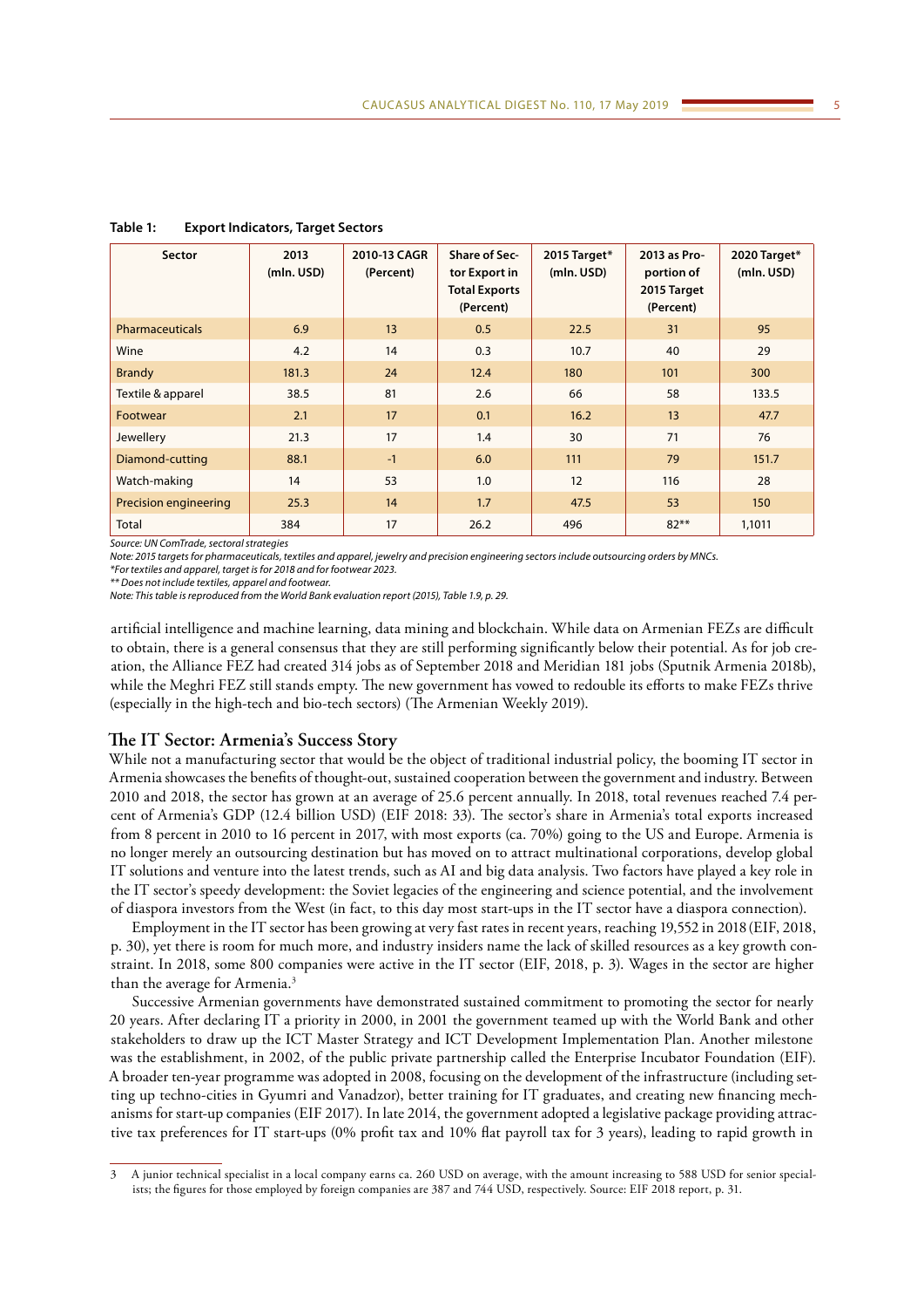**Table 1: Export Indicators, Target Sectors**

| Sector | 2013 (mln. USD) | 2010-13 CAGR (Percent) | Share of Sector Export in Total Exports (Percent) | 2015 Target* (mln. USD) | 2013 as Proportion of 2015 Target (Percent) | 2020 Target* (mln. USD) |
|---|---|---|---|---|---|---|
| Pharmaceuticals | 6.9 | 13 | 0.5 | 22.5 | 31 | 95 |
| Wine | 4.2 | 14 | 0.3 | 10.7 | 40 | 29 |
| Brandy | 181.3 | 24 | 12.4 | 180 | 101 | 300 |
| Textile & apparel | 38.5 | 81 | 2.6 | 66 | 58 | 133.5 |
| Footwear | 2.1 | 17 | 0.1 | 16.2 | 13 | 47.7 |
| Jewellery | 21.3 | 17 | 1.4 | 30 | 71 | 76 |
| Diamond-cutting | 88.1 | -1 | 6.0 | 111 | 79 | 151.7 |
| Watch-making | 14 | 53 | 1.0 | 12 | 116 | 28 |
| Precision engineering | 25.3 | 14 | 1.7 | 47.5 | 53 | 150 |
| Total | 384 | 17 | 26.2 | 496 | 82** | 1,1011 |

*Source: UN ComTrade, sectoral strategies*
*Note: 2015 targets for pharmaceuticals, textiles and apparel, jewelry and precision engineering sectors include outsourcing orders by MNCs.*
*\*For textiles and apparel, target is for 2018 and for footwear 2023.*
*\*\* Does not include textiles, apparel and footwear.*
*Note: This table is reproduced from the World Bank evaluation report (2015), Table 1.9, p. 29.*

artificial intelligence and machine learning, data mining and blockchain. While data on Armenian FEZs are difficult to obtain, there is a general consensus that they are still performing significantly below their potential. As for job creation, the Alliance FEZ had created 314 jobs as of September 2018 and Meridian 181 jobs (Sputnik Armenia 2018b), while the Meghri FEZ still stands empty. The new government has vowed to redouble its efforts to make FEZs thrive (especially in the high-tech and bio-tech sectors) (The Armenian Weekly 2019).

## The IT Sector: Armenia's Success Story

While not a manufacturing sector that would be the object of traditional industrial policy, the booming IT sector in Armenia showcases the benefits of thought-out, sustained cooperation between the government and industry. Between 2010 and 2018, the sector has grown at an average of 25.6 percent annually. In 2018, total revenues reached 7.4 percent of Armenia's GDP (12.4 billion USD) (EIF 2018: 33). The sector's share in Armenia's total exports increased from 8 percent in 2010 to 16 percent in 2017, with most exports (ca. 70%) going to the US and Europe. Armenia is no longer merely an outsourcing destination but has moved on to attract multinational corporations, develop global IT solutions and venture into the latest trends, such as AI and big data analysis. Two factors have played a key role in the IT sector's speedy development: the Soviet legacies of the engineering and science potential, and the involvement of diaspora investors from the West (in fact, to this day most start-ups in the IT sector have a diaspora connection).

Employment in the IT sector has been growing at very fast rates in recent years, reaching 19,552 in 2018 (EIF, 2018, p. 30), yet there is room for much more, and industry insiders name the lack of skilled resources as a key growth constraint. In 2018, some 800 companies were active in the IT sector (EIF, 2018, p. 3). Wages in the sector are higher than the average for Armenia.[3]

Successive Armenian governments have demonstrated sustained commitment to promoting the sector for nearly 20 years. After declaring IT a priority in 2000, in 2001 the government teamed up with the World Bank and other stakeholders to draw up the ICT Master Strategy and ICT Development Implementation Plan. Another milestone was the establishment, in 2002, of the public private partnership called the Enterprise Incubator Foundation (EIF). A broader ten-year programme was adopted in 2008, focusing on the development of the infrastructure (including setting up techno-cities in Gyumri and Vanadzor), better training for IT graduates, and creating new financing mechanisms for start-up companies (EIF 2017). In late 2014, the government adopted a legislative package providing attractive tax preferences for IT start-ups (0% profit tax and 10% flat payroll tax for 3 years), leading to rapid growth in

---

3 A junior technical specialist in a local company earns ca. 260 USD on average, with the amount increasing to 588 USD for senior specialists; the figures for those employed by foreign companies are 387 and 744 USD, respectively. Source: EIF 2018 report, p. 31.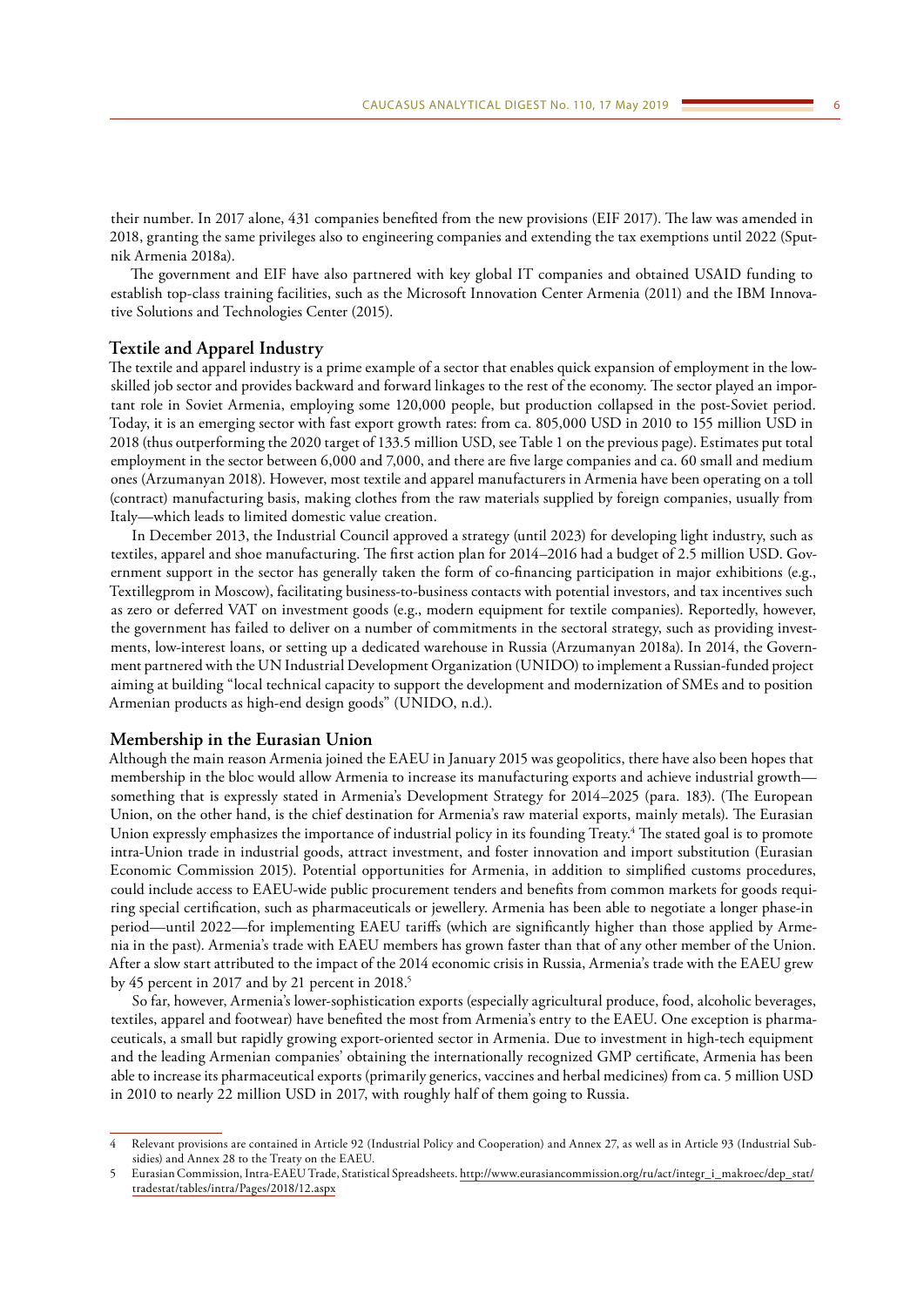their number. In 2017 alone, 431 companies benefited from the new provisions (EIF 2017). The law was amended in 2018, granting the same privileges also to engineering companies and extending the tax exemptions until 2022 (Sputnik Armenia 2018a).

The government and EIF have also partnered with key global IT companies and obtained USAID funding to establish top-class training facilities, such as the Microsoft Innovation Center Armenia (2011) and the IBM Innovative Solutions and Technologies Center (2015).

## Textile and Apparel Industry

The textile and apparel industry is a prime example of a sector that enables quick expansion of employment in the low-skilled job sector and provides backward and forward linkages to the rest of the economy. The sector played an important role in Soviet Armenia, employing some 120,000 people, but production collapsed in the post-Soviet period. Today, it is an emerging sector with fast export growth rates: from ca. 805,000 USD in 2010 to 155 million USD in 2018 (thus outperforming the 2020 target of 133.5 million USD, see Table 1 on the previous page). Estimates put total employment in the sector between 6,000 and 7,000, and there are five large companies and ca. 60 small and medium ones (Arzumanyan 2018). However, most textile and apparel manufacturers in Armenia have been operating on a toll (contract) manufacturing basis, making clothes from the raw materials supplied by foreign companies, usually from Italy—which leads to limited domestic value creation.

In December 2013, the Industrial Council approved a strategy (until 2023) for developing light industry, such as textiles, apparel and shoe manufacturing. The first action plan for 2014–2016 had a budget of 2.5 million USD. Government support in the sector has generally taken the form of co-financing participation in major exhibitions (e.g., Textillegprom in Moscow), facilitating business-to-business contacts with potential investors, and tax incentives such as zero or deferred VAT on investment goods (e.g., modern equipment for textile companies). Reportedly, however, the government has failed to deliver on a number of commitments in the sectoral strategy, such as providing investments, low-interest loans, or setting up a dedicated warehouse in Russia (Arzumanyan 2018a). In 2014, the Government partnered with the UN Industrial Development Organization (UNIDO) to implement a Russian-funded project aiming at building "local technical capacity to support the development and modernization of SMEs and to position Armenian products as high-end design goods" (UNIDO, n.d.).

## Membership in the Eurasian Union

Although the main reason Armenia joined the EAEU in January 2015 was geopolitics, there have also been hopes that membership in the bloc would allow Armenia to increase its manufacturing exports and achieve industrial growth—something that is expressly stated in Armenia's Development Strategy for 2014–2025 (para. 183). (The European Union, on the other hand, is the chief destination for Armenia's raw material exports, mainly metals). The Eurasian Union expressly emphasizes the importance of industrial policy in its founding Treaty.[4] The stated goal is to promote intra-Union trade in industrial goods, attract investment, and foster innovation and import substitution (Eurasian Economic Commission 2015). Potential opportunities for Armenia, in addition to simplified customs procedures, could include access to EAEU-wide public procurement tenders and benefits from common markets for goods requiring special certification, such as pharmaceuticals or jewellery. Armenia has been able to negotiate a longer phase-in period—until 2022—for implementing EAEU tariffs (which are significantly higher than those applied by Armenia in the past). Armenia's trade with EAEU members has grown faster than that of any other member of the Union. After a slow start attributed to the impact of the 2014 economic crisis in Russia, Armenia's trade with the EAEU grew by 45 percent in 2017 and by 21 percent in 2018.[5]

So far, however, Armenia's lower-sophistication exports (especially agricultural produce, food, alcoholic beverages, textiles, apparel and footwear) have benefited the most from Armenia's entry to the EAEU. One exception is pharmaceuticals, a small but rapidly growing export-oriented sector in Armenia. Due to investment in high-tech equipment and the leading Armenian companies' obtaining the internationally recognized GMP certificate, Armenia has been able to increase its pharmaceutical exports (primarily generics, vaccines and herbal medicines) from ca. 5 million USD in 2010 to nearly 22 million USD in 2017, with roughly half of them going to Russia.

---

4 Relevant provisions are contained in Article 92 (Industrial Policy and Cooperation) and Annex 27, as well as in Article 93 (Industrial Subsidies) and Annex 28 to the Treaty on the EAEU.

5 Eurasian Commission, Intra-EAEU Trade, Statistical Spreadsheets. http://www.eurasiancommission.org/ru/act/integr_i_makroec/dep_stat/tradestat/tables/intra/Pages/2018/12.aspx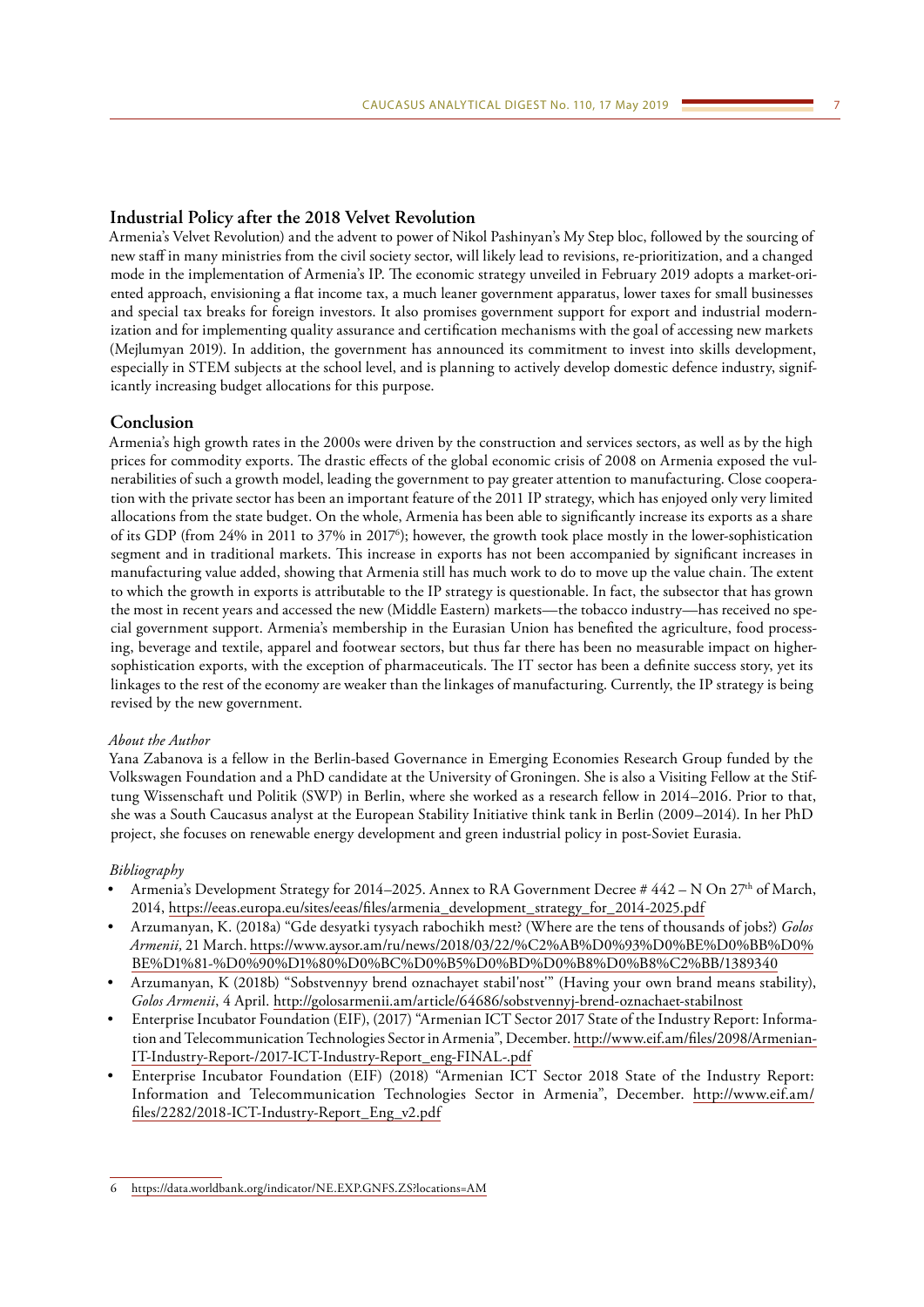## Industrial Policy after the 2018 Velvet Revolution

Armenia's Velvet Revolution) and the advent to power of Nikol Pashinyan's My Step bloc, followed by the sourcing of new staff in many ministries from the civil society sector, will likely lead to revisions, re-prioritization, and a changed mode in the implementation of Armenia's IP. The economic strategy unveiled in February 2019 adopts a market-oriented approach, envisioning a flat income tax, a much leaner government apparatus, lower taxes for small businesses and special tax breaks for foreign investors. It also promises government support for export and industrial modernization and for implementing quality assurance and certification mechanisms with the goal of accessing new markets (Mejlumyan 2019). In addition, the government has announced its commitment to invest into skills development, especially in STEM subjects at the school level, and is planning to actively develop domestic defence industry, significantly increasing budget allocations for this purpose.

## Conclusion

Armenia's high growth rates in the 2000s were driven by the construction and services sectors, as well as by the high prices for commodity exports. The drastic effects of the global economic crisis of 2008 on Armenia exposed the vulnerabilities of such a growth model, leading the government to pay greater attention to manufacturing. Close cooperation with the private sector has been an important feature of the 2011 IP strategy, which has enjoyed only very limited allocations from the state budget. On the whole, Armenia has been able to significantly increase its exports as a share of its GDP (from 24% in 2011 to 37% in 2017[6]); however, the growth took place mostly in the lower-sophistication segment and in traditional markets. This increase in exports has not been accompanied by significant increases in manufacturing value added, showing that Armenia still has much work to do to move up the value chain. The extent to which the growth in exports is attributable to the IP strategy is questionable. In fact, the subsector that has grown the most in recent years and accessed the new (Middle Eastern) markets—the tobacco industry—has received no special government support. Armenia's membership in the Eurasian Union has benefited the agriculture, food processing, beverage and textile, apparel and footwear sectors, but thus far there has been no measurable impact on higher-sophistication exports, with the exception of pharmaceuticals. The IT sector has been a definite success story, yet its linkages to the rest of the economy are weaker than the linkages of manufacturing. Currently, the IP strategy is being revised by the new government.

*About the Author*

Yana Zabanova is a fellow in the Berlin-based Governance in Emerging Economies Research Group funded by the Volkswagen Foundation and a PhD candidate at the University of Groningen. She is also a Visiting Fellow at the Stiftung Wissenschaft und Politik (SWP) in Berlin, where she worked as a research fellow in 2014–2016. Prior to that, she was a South Caucasus analyst at the European Stability Initiative think tank in Berlin (2009–2014). In her PhD project, she focuses on renewable energy development and green industrial policy in post-Soviet Eurasia.

*Bibliography*

- Armenia's Development Strategy for 2014–2025. Annex to RA Government Decree # 442 – N On 27th of March, 2014, https://eeas.europa.eu/sites/eeas/files/armenia_development_strategy_for_2014-2025.pdf
- Arzumanyan, K. (2018a) "Gde desyatki tysyach rabochikh mest? (Where are the tens of thousands of jobs?) *Golos Armenii*, 21 March. https://www.aysor.am/ru/news/2018/03/22/%C2%AB%D0%93%D0%BE%D0%BB%D0%BE%D1%81-%D0%90%D1%80%D0%BC%D0%B5%D0%BD%D0%B8%D0%B8%C2%BB/1389340
- Arzumanyan, K (2018b) "Sobstvennyy brend oznachayet stabil'nost'" (Having your own brand means stability), *Golos Armenii*, 4 April. http://golosarmenii.am/article/64686/sobstvennyj-brend-oznachaet-stabilnost
- Enterprise Incubator Foundation (EIF), (2017) "Armenian ICT Sector 2017 State of the Industry Report: Information and Telecommunication Technologies Sector in Armenia", December. http://www.eif.am/files/2098/Armenian-IT-Industry-Report-/2017-ICT-Industry-Report_eng-FINAL-.pdf
- Enterprise Incubator Foundation (EIF) (2018) "Armenian ICT Sector 2018 State of the Industry Report: Information and Telecommunication Technologies Sector in Armenia", December. http://www.eif.am/files/2282/2018-ICT-Industry-Report_Eng_v2.pdf

6 https://data.worldbank.org/indicator/NE.EXP.GNFS.ZS?locations=AM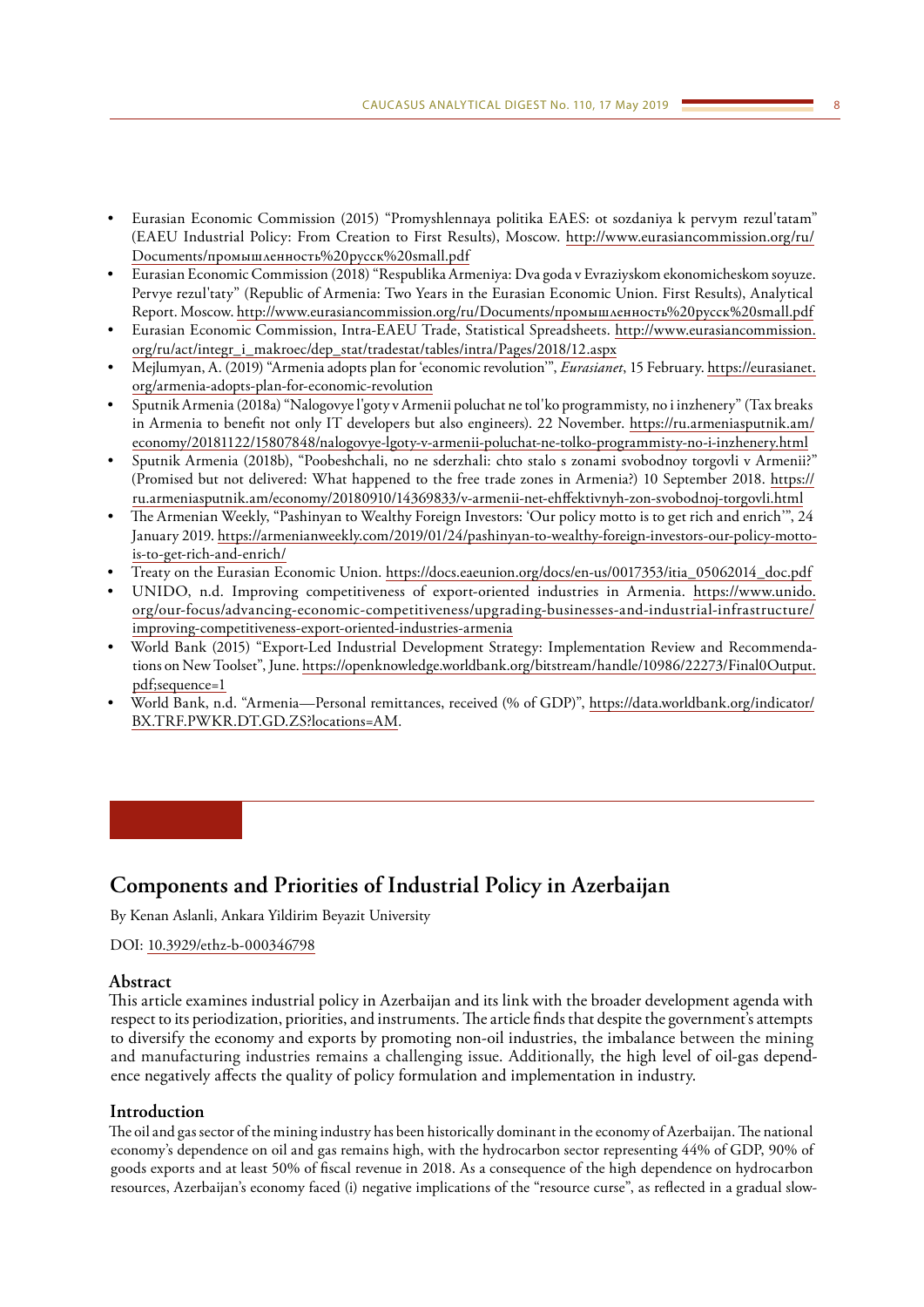- Eurasian Economic Commission (2015) "Promyshlennaya politika EAES: ot sozdaniya k pervym rezul'tatam" (EAEU Industrial Policy: From Creation to First Results), Moscow. http://www.eurasiancommission.org/ru/Documents/промышленность%20русск%20small.pdf
- Eurasian Economic Commission (2018) "Respublika Armeniya: Dva goda v Evraziyskom ekonomicheskom soyuze. Pervye rezul'taty" (Republic of Armenia: Two Years in the Eurasian Economic Union. First Results), Analytical Report. Moscow. http://www.eurasiancommission.org/ru/Documents/промышленность%20русск%20small.pdf
- Eurasian Economic Commission, Intra-EAEU Trade, Statistical Spreadsheets. http://www.eurasiancommission.org/ru/act/integr_i_makroec/dep_stat/tradestat/tables/intra/Pages/2018/12.aspx
- Mejlumyan, A. (2019) "Armenia adopts plan for 'economic revolution'", *Eurasianet*, 15 February. https://eurasianet.org/armenia-adopts-plan-for-economic-revolution
- Sputnik Armenia (2018a) "Nalogovye l'goty v Armenii poluchat ne tol'ko programmisty, no i inzhenery" (Tax breaks in Armenia to benefit not only IT developers but also engineers). 22 November. https://ru.armeniasputnik.am/economy/20181122/15807848/nalogovye-lgoty-v-armenii-poluchat-ne-tolko-programmisty-no-i-inzhenery.html
- Sputnik Armenia (2018b), "Poobeshchali, no ne sderzhali: chto stalo s zonami svobodnoy torgovli v Armenii?" (Promised but not delivered: What happened to the free trade zones in Armenia?) 10 September 2018. https://ru.armeniasputnik.am/economy/20180910/14369833/v-armenii-net-ehffektivnyh-zon-svobodnoj-torgovli.html
- The Armenian Weekly, "Pashinyan to Wealthy Foreign Investors: 'Our policy motto is to get rich and enrich'", 24 January 2019. https://armenianweekly.com/2019/01/24/pashinyan-to-wealthy-foreign-investors-our-policy-motto-is-to-get-rich-and-enrich/
- Treaty on the Eurasian Economic Union. https://docs.eaeunion.org/docs/en-us/0017353/itia_05062014_doc.pdf
- UNIDO, n.d. Improving competitiveness of export-oriented industries in Armenia. https://www.unido.org/our-focus/advancing-economic-competitiveness/upgrading-businesses-and-industrial-infrastructure/improving-competitiveness-export-oriented-industries-armenia
- World Bank (2015) "Export-Led Industrial Development Strategy: Implementation Review and Recommendations on New Toolset", June. https://openknowledge.worldbank.org/bitstream/handle/10986/22273/Final0Output.pdf;sequence=1
- World Bank, n.d. "Armenia—Personal remittances, received (% of GDP)", https://data.worldbank.org/indicator/BX.TRF.PWKR.DT.GD.ZS?locations=AM.

# Components and Priorities of Industrial Policy in Azerbaijan

By Kenan Aslanli, Ankara Yildirim Beyazit University

DOI: 10.3929/ethz-b-000346798

## Abstract

This article examines industrial policy in Azerbaijan and its link with the broader development agenda with respect to its periodization, priorities, and instruments. The article finds that despite the government's attempts to diversify the economy and exports by promoting non-oil industries, the imbalance between the mining and manufacturing industries remains a challenging issue. Additionally, the high level of oil-gas dependence negatively affects the quality of policy formulation and implementation in industry.

## Introduction

The oil and gas sector of the mining industry has been historically dominant in the economy of Azerbaijan. The national economy's dependence on oil and gas remains high, with the hydrocarbon sector representing 44% of GDP, 90% of goods exports and at least 50% of fiscal revenue in 2018. As a consequence of the high dependence on hydrocarbon resources, Azerbaijan's economy faced (i) negative implications of the "resource curse", as reflected in a gradual slow-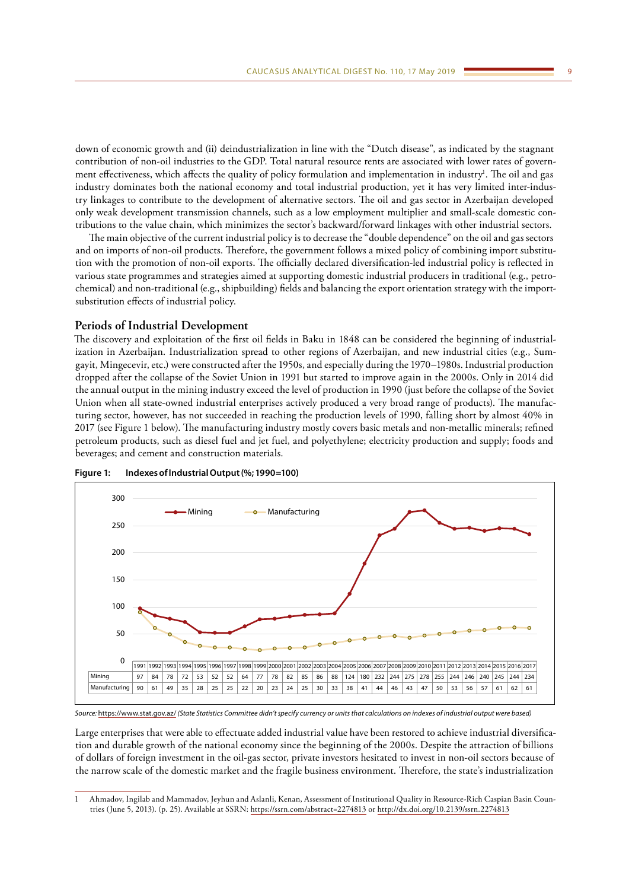down of economic growth and (ii) deindustrialization in line with the "Dutch disease", as indicated by the stagnant contribution of non-oil industries to the GDP. Total natural resource rents are associated with lower rates of government effectiveness, which affects the quality of policy formulation and implementation in industry[1]. The oil and gas industry dominates both the national economy and total industrial production, yet it has very limited inter-industry linkages to contribute to the development of alternative sectors. The oil and gas sector in Azerbaijan developed only weak development transmission channels, such as a low employment multiplier and small-scale domestic contributions to the value chain, which minimizes the sector's backward/forward linkages with other industrial sectors.

The main objective of the current industrial policy is to decrease the "double dependence" on the oil and gas sectors and on imports of non-oil products. Therefore, the government follows a mixed policy of combining import substitution with the promotion of non-oil exports. The officially declared diversification-led industrial policy is reflected in various state programmes and strategies aimed at supporting domestic industrial producers in traditional (e.g., petrochemical) and non-traditional (e.g., shipbuilding) fields and balancing the export orientation strategy with the import-substitution effects of industrial policy.

## Periods of Industrial Development

The discovery and exploitation of the first oil fields in Baku in 1848 can be considered the beginning of industrialization in Azerbaijan. Industrialization spread to other regions of Azerbaijan, and new industrial cities (e.g., Sumgayit, Mingecevir, etc.) were constructed after the 1950s, and especially during the 1970–1980s. Industrial production dropped after the collapse of the Soviet Union in 1991 but started to improve again in the 2000s. Only in 2014 did the annual output in the mining industry exceed the level of production in 1990 (just before the collapse of the Soviet Union when all state-owned industrial enterprises actively produced a very broad range of products). The manufacturing sector, however, has not succeeded in reaching the production levels of 1990, falling short by almost 40% in 2017 (see Figure 1 below). The manufacturing industry mostly covers basic metals and non-metallic minerals; refined petroleum products, such as diesel fuel and jet fuel, and polyethylene; electricity production and supply; foods and beverages; and cement and construction materials.

**Figure 1: Indexes of Industrial Output (%; 1990=100)**

| | 1991 | 1992 | 1993 | 1994 | 1995 | 1996 | 1997 | 1998 | 1999 | 2000 | 2001 | 2002 | 2003 | 2004 | 2005 | 2006 | 2007 | 2008 | 2009 | 2010 | 2011 | 2012 | 2013 | 2014 | 2015 | 2016 | 2017 |
|---|---|---|---|---|---|---|---|---|---|---|---|---|---|---|---|---|---|---|---|---|---|---|---|---|---|---|---|
| Mining | 97 | 84 | 78 | 72 | 53 | 52 | 52 | 64 | 77 | 78 | 82 | 85 | 86 | 88 | 124 | 180 | 232 | 244 | 275 | 278 | 255 | 244 | 246 | 240 | 245 | 244 | 234 |
| Manufacturing | 90 | 61 | 49 | 35 | 28 | 25 | 25 | 22 | 20 | 23 | 24 | 25 | 30 | 33 | 38 | 41 | 44 | 46 | 43 | 47 | 50 | 53 | 56 | 57 | 61 | 62 | 61 |

*Source:* https://www.stat.gov.az/ *(State Statistics Committee didn't specify currency or units that calculations on indexes of industrial output were based)*

Large enterprises that were able to effectuate added industrial value have been restored to achieve industrial diversification and durable growth of the national economy since the beginning of the 2000s. Despite the attraction of billions of dollars of foreign investment in the oil-gas sector, private investors hesitated to invest in non-oil sectors because of the narrow scale of the domestic market and the fragile business environment. Therefore, the state's industrialization

---

1 Ahmadov, Ingilab and Mammadov, Jeyhun and Aslanli, Kenan, Assessment of Institutional Quality in Resource-Rich Caspian Basin Countries (June 5, 2013). (p. 25). Available at SSRN: https://ssrn.com/abstract=2274813 or http://dx.doi.org/10.2139/ssrn.2274813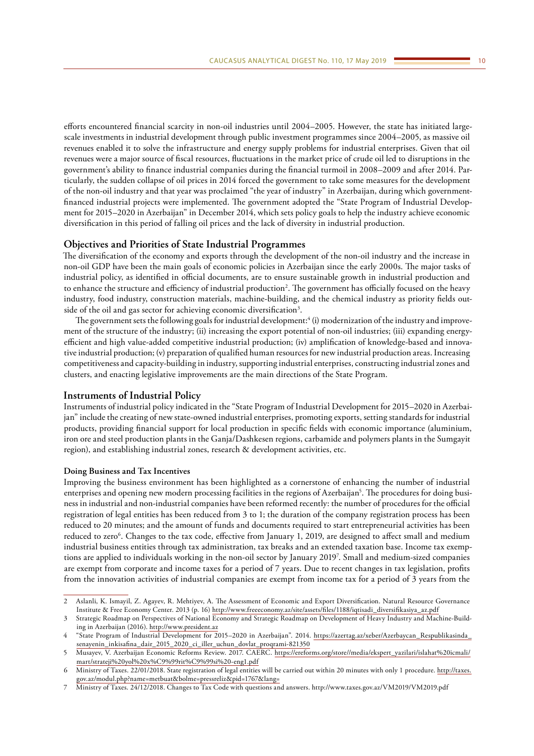efforts encountered financial scarcity in non-oil industries until 2004–2005. However, the state has initiated large-scale investments in industrial development through public investment programmes since 2004–2005, as massive oil revenues enabled it to solve the infrastructure and energy supply problems for industrial enterprises. Given that oil revenues were a major source of fiscal resources, fluctuations in the market price of crude oil led to disruptions in the government's ability to finance industrial companies during the financial turmoil in 2008–2009 and after 2014. Particularly, the sudden collapse of oil prices in 2014 forced the government to take some measures for the development of the non-oil industry and that year was proclaimed "the year of industry" in Azerbaijan, during which government-financed industrial projects were implemented. The government adopted the "State Program of Industrial Development for 2015–2020 in Azerbaijan" in December 2014, which sets policy goals to help the industry achieve economic diversification in this period of falling oil prices and the lack of diversity in industrial production.

## Objectives and Priorities of State Industrial Programmes

The diversification of the economy and exports through the development of the non-oil industry and the increase in non-oil GDP have been the main goals of economic policies in Azerbaijan since the early 2000s. The major tasks of industrial policy, as identified in official documents, are to ensure sustainable growth in industrial production and to enhance the structure and efficiency of industrial production[2]. The government has officially focused on the heavy industry, food industry, construction materials, machine-building, and the chemical industry as priority fields outside of the oil and gas sector for achieving economic diversification[3].

The government sets the following goals for industrial development:[4] (i) modernization of the industry and improvement of the structure of the industry; (ii) increasing the export potential of non-oil industries; (iii) expanding energy-efficient and high value-added competitive industrial production; (iv) amplification of knowledge-based and innovative industrial production; (v) preparation of qualified human resources for new industrial production areas. Increasing competitiveness and capacity-building in industry, supporting industrial enterprises, constructing industrial zones and clusters, and enacting legislative improvements are the main directions of the State Program.

## Instruments of Industrial Policy

Instruments of industrial policy indicated in the "State Program of Industrial Development for 2015–2020 in Azerbaijan" include the creating of new state-owned industrial enterprises, promoting exports, setting standards for industrial products, providing financial support for local production in specific fields with economic importance (aluminium, iron ore and steel production plants in the Ganja/Dashkesen regions, carbamide and polymers plants in the Sumgayit region), and establishing industrial zones, research & development activities, etc.

### Doing Business and Tax Incentives

Improving the business environment has been highlighted as a cornerstone of enhancing the number of industrial enterprises and opening new modern processing facilities in the regions of Azerbaijan[5]. The procedures for doing business in industrial and non-industrial companies have been reformed recently: the number of procedures for the official registration of legal entities has been reduced from 3 to 1; the duration of the company registration process has been reduced to 20 minutes; and the amount of funds and documents required to start entrepreneurial activities has been reduced to zero[6]. Changes to the tax code, effective from January 1, 2019, are designed to affect small and medium industrial business entities through tax administration, tax breaks and an extended taxation base. Income tax exemptions are applied to individuals working in the non-oil sector by January 2019[7]. Small and medium-sized companies are exempt from corporate and income taxes for a period of 7 years. Due to recent changes in tax legislation, profits from the innovation activities of industrial companies are exempt from income tax for a period of 3 years from the

---

2 Aslanli, K. Ismayil, Z. Agayev, R. Mehtiyev, A. The Assessment of Economic and Export Diversification. Natural Resource Governance Institute & Free Economy Center. 2013 (p. 16) http://www.freeeconomy.az/site/assets/files/1188/iqtisadi_diversifikasiya_az.pdf

3 Strategic Roadmap on Perspectives of National Economy and Strategic Roadmap on Development of Heavy Industry and Machine-Building in Azerbaijan (2016). http://www.president.az

4 "State Program of Industrial Development for 2015–2020 in Azerbaijan". 2014. https://azertag.az/xeber/Azerbaycan_Respublikasinda_senayenin_inkisafina_dair_2015_2020_ci_iller_uchun_dovlat_proqrami-821350

5 Musayev, V. Azerbaijan Economic Reforms Review. 2017. CAERC. https://ereforms.org/store//media/ekspert_yazilari/islahat%20icmali/mart/strateji%20yol%20x%C9%99rit%C9%99si%20-eng1.pdf

6 Ministry of Taxes. 22/01/2018. State registration of legal entities will be carried out within 20 minutes with only 1 procedure. http://taxes.gov.az/modul.php?name=metbuat&bolme=pressreliz&pid=1767&lang=

7 Ministry of Taxes. 24/12/2018. Changes to Tax Code with questions and answers. http://www.taxes.gov.az/VM2019/VM2019.pdf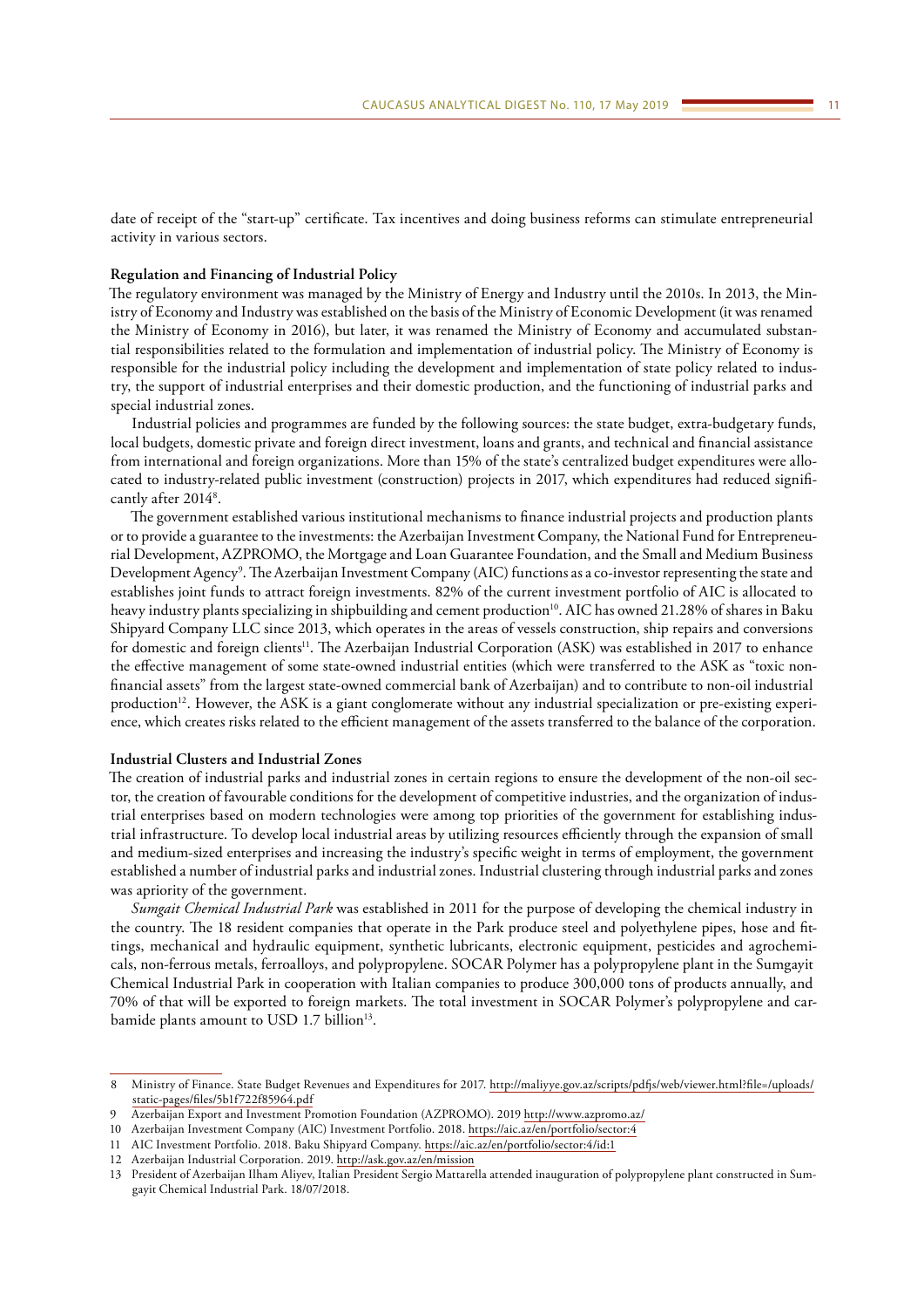date of receipt of the "start-up" certificate. Tax incentives and doing business reforms can stimulate entrepreneurial activity in various sectors.

**Regulation and Financing of Industrial Policy**

The regulatory environment was managed by the Ministry of Energy and Industry until the 2010s. In 2013, the Ministry of Economy and Industry was established on the basis of the Ministry of Economic Development (it was renamed the Ministry of Economy in 2016), but later, it was renamed the Ministry of Economy and accumulated substantial responsibilities related to the formulation and implementation of industrial policy. The Ministry of Economy is responsible for the industrial policy including the development and implementation of state policy related to industry, the support of industrial enterprises and their domestic production, and the functioning of industrial parks and special industrial zones.

Industrial policies and programmes are funded by the following sources: the state budget, extra-budgetary funds, local budgets, domestic private and foreign direct investment, loans and grants, and technical and financial assistance from international and foreign organizations. More than 15% of the state's centralized budget expenditures were allocated to industry-related public investment (construction) projects in 2017, which expenditures had reduced significantly after 2014[8].

The government established various institutional mechanisms to finance industrial projects and production plants or to provide a guarantee to the investments: the Azerbaijan Investment Company, the National Fund for Entrepreneurial Development, AZPROMO, the Mortgage and Loan Guarantee Foundation, and the Small and Medium Business Development Agency[9]. The Azerbaijan Investment Company (AIC) functions as a co-investor representing the state and establishes joint funds to attract foreign investments. 82% of the current investment portfolio of AIC is allocated to heavy industry plants specializing in shipbuilding and cement production[10]. AIC has owned 21.28% of shares in Baku Shipyard Company LLC since 2013, which operates in the areas of vessels construction, ship repairs and conversions for domestic and foreign clients[11]. The Azerbaijan Industrial Corporation (ASK) was established in 2017 to enhance the effective management of some state-owned industrial entities (which were transferred to the ASK as "toxic non-financial assets" from the largest state-owned commercial bank of Azerbaijan) and to contribute to non-oil industrial production[12]. However, the ASK is a giant conglomerate without any industrial specialization or pre-existing experience, which creates risks related to the efficient management of the assets transferred to the balance of the corporation.

**Industrial Clusters and Industrial Zones**

The creation of industrial parks and industrial zones in certain regions to ensure the development of the non-oil sector, the creation of favourable conditions for the development of competitive industries, and the organization of industrial enterprises based on modern technologies were among top priorities of the government for establishing industrial infrastructure. To develop local industrial areas by utilizing resources efficiently through the expansion of small and medium-sized enterprises and increasing the industry's specific weight in terms of employment, the government established a number of industrial parks and industrial zones. Industrial clustering through industrial parks and zones was apriority of the government.

*Sumgait Chemical Industrial Park* was established in 2011 for the purpose of developing the chemical industry in the country. The 18 resident companies that operate in the Park produce steel and polyethylene pipes, hose and fittings, mechanical and hydraulic equipment, synthetic lubricants, electronic equipment, pesticides and agrochemicals, non-ferrous metals, ferroalloys, and polypropylene. SOCAR Polymer has a polypropylene plant in the Sumgayit Chemical Industrial Park in cooperation with Italian companies to produce 300,000 tons of products annually, and 70% of that will be exported to foreign markets. The total investment in SOCAR Polymer's polypropylene and carbamide plants amount to USD 1.7 billion[13].

---

8 Ministry of Finance. State Budget Revenues and Expenditures for 2017. http://maliyye.gov.az/scripts/pdfjs/web/viewer.html?file=/uploads/static-pages/files/5b1f722f85964.pdf

9 Azerbaijan Export and Investment Promotion Foundation (AZPROMO). 2019 http://www.azpromo.az/

10 Azerbaijan Investment Company (AIC) Investment Portfolio. 2018. https://aic.az/en/portfolio/sector:4

11 AIC Investment Portfolio. 2018. Baku Shipyard Company. https://aic.az/en/portfolio/sector:4/id:1

12 Azerbaijan Industrial Corporation. 2019. http://ask.gov.az/en/mission

13 President of Azerbaijan Ilham Aliyev, Italian President Sergio Mattarella attended inauguration of polypropylene plant constructed in Sumgayit Chemical Industrial Park. 18/07/2018.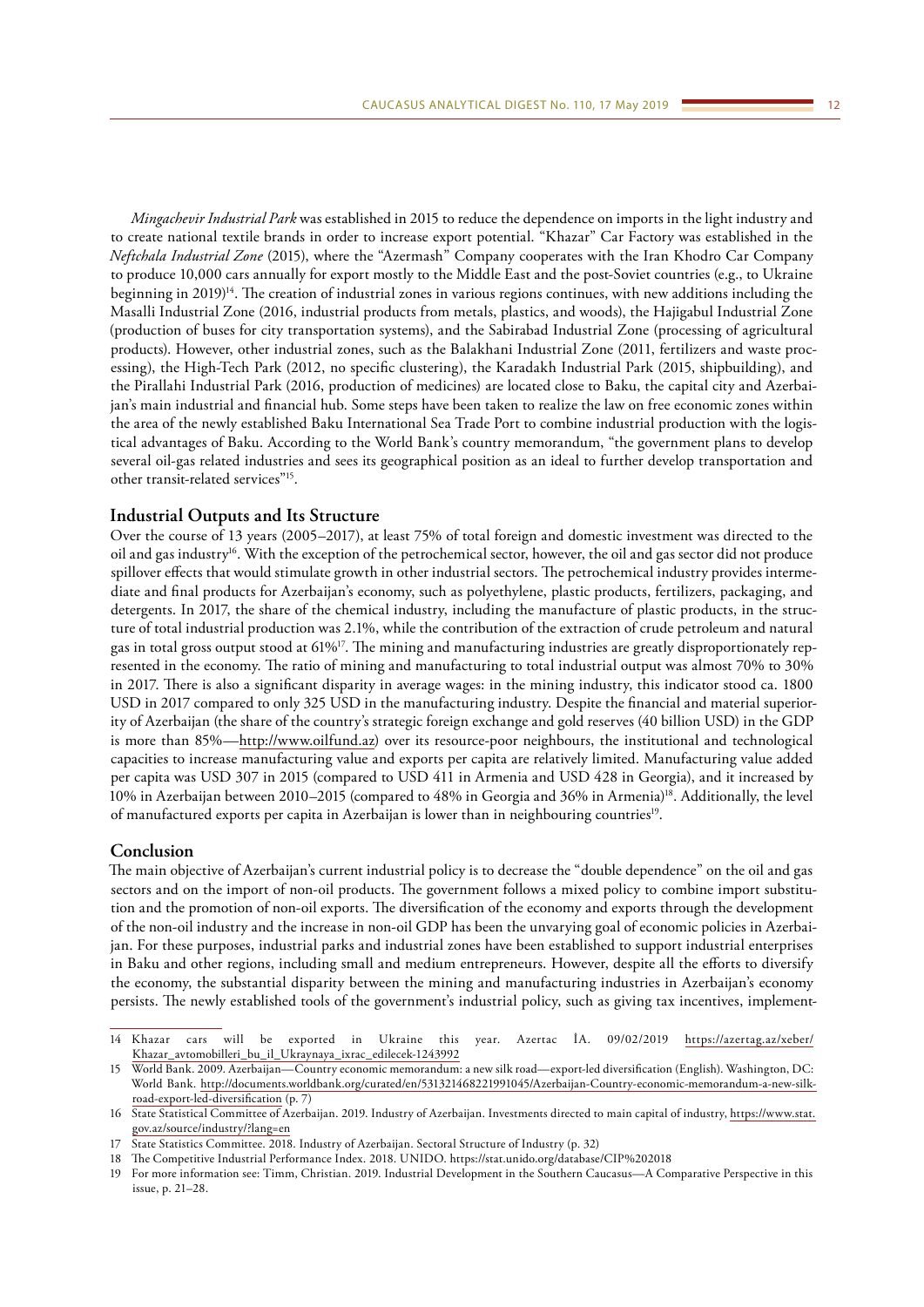*Mingachevir Industrial Park* was established in 2015 to reduce the dependence on imports in the light industry and to create national textile brands in order to increase export potential. "Khazar" Car Factory was established in the *Neftchala Industrial Zone* (2015), where the "Azermash" Company cooperates with the Iran Khodro Car Company to produce 10,000 cars annually for export mostly to the Middle East and the post-Soviet countries (e.g., to Ukraine beginning in 2019)[14]. The creation of industrial zones in various regions continues, with new additions including the Masalli Industrial Zone (2016, industrial products from metals, plastics, and woods), the Hajigabul Industrial Zone (production of buses for city transportation systems), and the Sabirabad Industrial Zone (processing of agricultural products). However, other industrial zones, such as the Balakhani Industrial Zone (2011, fertilizers and waste processing), the High-Tech Park (2012, no specific clustering), the Karadakh Industrial Park (2015, shipbuilding), and the Pirallahi Industrial Park (2016, production of medicines) are located close to Baku, the capital city and Azerbaijan's main industrial and financial hub. Some steps have been taken to realize the law on free economic zones within the area of the newly established Baku International Sea Trade Port to combine industrial production with the logistical advantages of Baku. According to the World Bank's country memorandum, "the government plans to develop several oil-gas related industries and sees its geographical position as an ideal to further develop transportation and other transit-related services"[15].

## Industrial Outputs and Its Structure

Over the course of 13 years (2005–2017), at least 75% of total foreign and domestic investment was directed to the oil and gas industry[16]. With the exception of the petrochemical sector, however, the oil and gas sector did not produce spillover effects that would stimulate growth in other industrial sectors. The petrochemical industry provides intermediate and final products for Azerbaijan's economy, such as polyethylene, plastic products, fertilizers, packaging, and detergents. In 2017, the share of the chemical industry, including the manufacture of plastic products, in the structure of total industrial production was 2.1%, while the contribution of the extraction of crude petroleum and natural gas in total gross output stood at 61%[17]. The mining and manufacturing industries are greatly disproportionately represented in the economy. The ratio of mining and manufacturing to total industrial output was almost 70% to 30% in 2017. There is also a significant disparity in average wages: in the mining industry, this indicator stood ca. 1800 USD in 2017 compared to only 325 USD in the manufacturing industry. Despite the financial and material superiority of Azerbaijan (the share of the country's strategic foreign exchange and gold reserves (40 billion USD) in the GDP is more than 85%—http://www.oilfund.az) over its resource-poor neighbours, the institutional and technological capacities to increase manufacturing value and exports per capita are relatively limited. Manufacturing value added per capita was USD 307 in 2015 (compared to USD 411 in Armenia and USD 428 in Georgia), and it increased by 10% in Azerbaijan between 2010–2015 (compared to 48% in Georgia and 36% in Armenia)[18]. Additionally, the level of manufactured exports per capita in Azerbaijan is lower than in neighbouring countries[19].

## Conclusion

The main objective of Azerbaijan's current industrial policy is to decrease the "double dependence" on the oil and gas sectors and on the import of non-oil products. The government follows a mixed policy to combine import substitution and the promotion of non-oil exports. The diversification of the economy and exports through the development of the non-oil industry and the increase in non-oil GDP has been the unvarying goal of economic policies in Azerbaijan. For these purposes, industrial parks and industrial zones have been established to support industrial enterprises in Baku and other regions, including small and medium entrepreneurs. However, despite all the efforts to diversify the economy, the substantial disparity between the mining and manufacturing industries in Azerbaijan's economy persists. The newly established tools of the government's industrial policy, such as giving tax incentives, implement-

---

14 Khazar cars will be exported in Ukraine this year. Azertac İA. 09/02/2019 https://azertag.az/xeber/Khazar_avtomobilleri_bu_il_Ukraynaya_ixrac_edilecek-1243992

15 World Bank. 2009. Azerbaijan—Country economic memorandum: a new silk road—export-led diversification (English). Washington, DC: World Bank. http://documents.worldbank.org/curated/en/531321468221991045/Azerbaijan-Country-economic-memorandum-a-new-silk-road-export-led-diversification (p. 7)

16 State Statistical Committee of Azerbaijan. 2019. Industry of Azerbaijan. Investments directed to main capital of industry, https://www.stat.gov.az/source/industry/?lang=en

17 State Statistics Committee. 2018. Industry of Azerbaijan. Sectoral Structure of Industry (p. 32)

18 The Competitive Industrial Performance Index. 2018. UNIDO. https://stat.unido.org/database/CIP%202018

19 For more information see: Timm, Christian. 2019. Industrial Development in the Southern Caucasus—A Comparative Perspective in this issue, p. 21–28.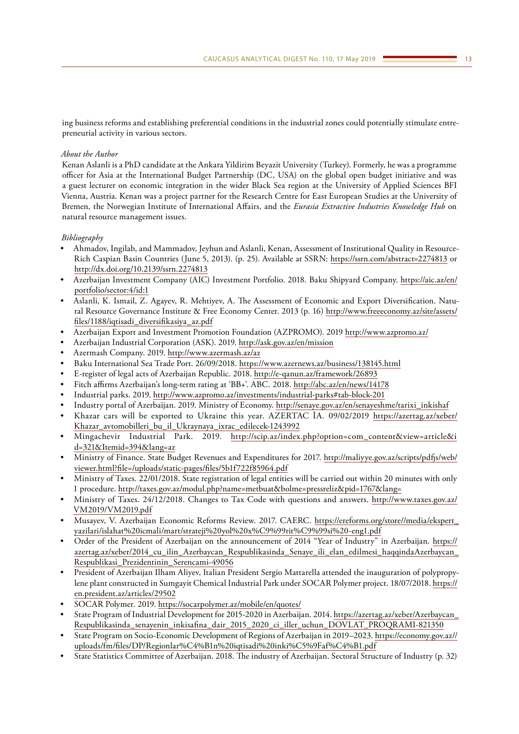ing business reforms and establishing preferential conditions in the industrial zones could potentially stimulate entrepreneurial activity in various sectors.

*About the Author*

Kenan Aslanli is a PhD candidate at the Ankara Yildirim Beyazit University (Turkey). Formerly, he was a programme officer for Asia at the International Budget Partnership (DC, USA) on the global open budget initiative and was a guest lecturer on economic integration in the wider Black Sea region at the University of Applied Sciences BFI Vienna, Austria. Kenan was a project partner for the Research Centre for East European Studies at the University of Bremen, the Norwegian Institute of International Affairs, and the *Eurasia Extractive Industries Knowledge Hub* on natural resource management issues.

*Bibliography*

- Ahmadov, Ingilab, and Mammadov, Jeyhun and Aslanli, Kenan, Assessment of Institutional Quality in Resource-Rich Caspian Basin Countries (June 5, 2013). (p. 25). Available at SSRN: https://ssrn.com/abstract=2274813 or http://dx.doi.org/10.2139/ssrn.2274813
- Azerbaijan Investment Company (AIC) Investment Portfolio. 2018. Baku Shipyard Company. https://aic.az/en/portfolio/sector:4/id:1
- Aslanli, K. Ismail, Z. Agayev, R. Mehtiyev, A. The Assessment of Economic and Export Diversification. Natural Resource Governance Institute & Free Economy Center. 2013 (p. 16) http://www.freeeconomy.az/site/assets/files/1188/iqtisadi_diversifikasiya_az.pdf
- Azerbaijan Export and Investment Promotion Foundation (AZPROMO). 2019 http://www.azpromo.az/
- Azerbaijan Industrial Corporation (ASK). 2019. http://ask.gov.az/en/mission
- Azermash Company. 2019. http://www.azermash.az/az
- Baku International Sea Trade Port. 26/09/2018. https://www.azernews.az/business/138145.html
- E-register of legal acts of Azerbaijan Republic. 2018. http://e-qanun.az/framework/26893
- Fitch affirms Azerbaijan's long-term rating at 'BB+'. ABC. 2018. http://abc.az/en/news/14178
- Industrial parks. 2019. http://www.azpromo.az/investments/industrial-parks#tab-block-201
- Industry portal of Azerbaijan. 2019. Ministry of Economy. http://senaye.gov.az/en/senayeshme/tarixi_inkishaf
- Khazar cars will be exported to Ukraine this year. AZERTAC İA. 09/02/2019 https://azertag.az/xeber/Khazar_avtomobilleri_bu_il_Ukraynaya_ixrac_edilecek-1243992
- Mingachevir Industrial Park. 2019. http://scip.az/index.php?option=com_content&view=article&id=321&Itemid=394&lang=az
- Ministry of Finance. State Budget Revenues and Expenditures for 2017. http://maliyye.gov.az/scripts/pdfjs/web/viewer.html?file=/uploads/static-pages/files/5b1f722f85964.pdf
- Ministry of Taxes. 22/01/2018. State registration of legal entities will be carried out within 20 minutes with only 1 procedure. http://taxes.gov.az/modul.php?name=metbuat&bolme=pressreliz&pid=1767&lang=
- Ministry of Taxes. 24/12/2018. Changes to Tax Code with questions and answers. http://www.taxes.gov.az/VM2019/VM2019.pdf
- Musayev, V. Azerbaijan Economic Reforms Review. 2017. CAERC. https://ereforms.org/store//media/ekspert_yazilari/islahat%20icmali/mart/strateji%20yol%20x%C9%99rit%C9%99si%20-eng1.pdf
- Order of the President of Azerbaijan on the announcement of 2014 "Year of Industry" in Azerbaijan. https://azertag.az/xeber/2014_cu_ilin_Azerbaycan_Respublikasinda_Senaye_ili_elan_edilmesi_haqqindaAzerbaycan_Respublikasi_Prezidentinin_Serencami-49056
- President of Azerbaijan Ilham Aliyev, Italian President Sergio Mattarella attended the inauguration of polypropylene plant constructed in Sumgayit Chemical Industrial Park under SOCAR Polymer project. 18/07/2018. https://en.president.az/articles/29502
- SOCAR Polymer. 2019. https://socarpolymer.az/mobile/en/quotes/
- State Program of Industrial Development for 2015-2020 in Azerbaijan. 2014. https://azertag.az/xeber/Azerbaycan_Respublikasinda_senayenin_inkisafina_dair_2015_2020_ci_iller_uchun_DOVLAT_PROQRAMI-821350
- State Program on Socio-Economic Development of Regions of Azerbaijan in 2019–2023. https://economy.gov.az//uploads/fm/files/DP/Regionlar%C4%B1n%20iqtisadi%20inki%C5%9Faf%C4%B1.pdf
- State Statistics Committee of Azerbaijan. 2018. The industry of Azerbaijan. Sectoral Structure of Industry (p. 32)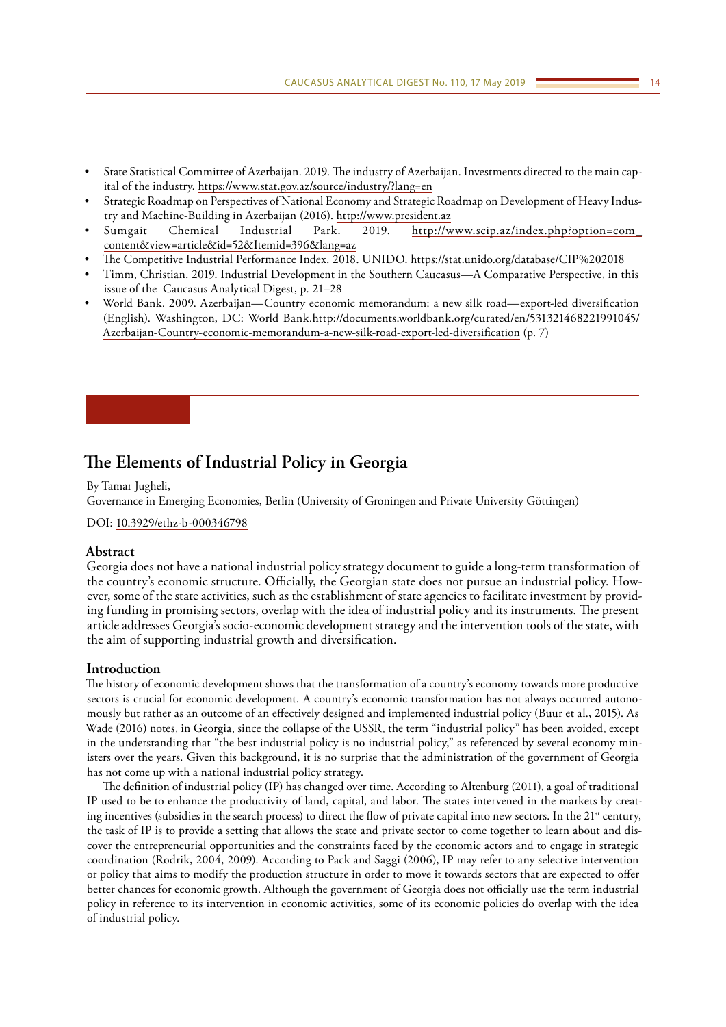- State Statistical Committee of Azerbaijan. 2019. The industry of Azerbaijan. Investments directed to the main capital of the industry. https://www.stat.gov.az/source/industry/?lang=en
- Strategic Roadmap on Perspectives of National Economy and Strategic Roadmap on Development of Heavy Industry and Machine-Building in Azerbaijan (2016). http://www.president.az
- Sumgait Chemical Industrial Park. 2019. http://www.scip.az/index.php?option=com_content&view=article&id=52&Itemid=396&lang=az
- The Competitive Industrial Performance Index. 2018. UNIDO. https://stat.unido.org/database/CIP%202018
- Timm, Christian. 2019. Industrial Development in the Southern Caucasus—A Comparative Perspective, in this issue of the Caucasus Analytical Digest, p. 21–28
- World Bank. 2009. Azerbaijan—Country economic memorandum: a new silk road—export-led diversification (English). Washington, DC: World Bank. http://documents.worldbank.org/curated/en/531321468221991045/Azerbaijan-Country-economic-memorandum-a-new-silk-road-export-led-diversification (p. 7)

# The Elements of Industrial Policy in Georgia

By Tamar Jugheli,
Governance in Emerging Economies, Berlin (University of Groningen and Private University Göttingen)

DOI: 10.3929/ethz-b-000346798

## Abstract

Georgia does not have a national industrial policy strategy document to guide a long-term transformation of the country's economic structure. Officially, the Georgian state does not pursue an industrial policy. However, some of the state activities, such as the establishment of state agencies to facilitate investment by providing funding in promising sectors, overlap with the idea of industrial policy and its instruments. The present article addresses Georgia's socio-economic development strategy and the intervention tools of the state, with the aim of supporting industrial growth and diversification.

## Introduction

The history of economic development shows that the transformation of a country's economy towards more productive sectors is crucial for economic development. A country's economic transformation has not always occurred autonomously but rather as an outcome of an effectively designed and implemented industrial policy (Buur et al., 2015). As Wade (2016) notes, in Georgia, since the collapse of the USSR, the term "industrial policy" has been avoided, except in the understanding that "the best industrial policy is no industrial policy," as referenced by several economy ministers over the years. Given this background, it is no surprise that the administration of the government of Georgia has not come up with a national industrial policy strategy.

The definition of industrial policy (IP) has changed over time. According to Altenburg (2011), a goal of traditional IP used to be to enhance the productivity of land, capital, and labor. The states intervened in the markets by creating incentives (subsidies in the search process) to direct the flow of private capital into new sectors. In the 21st century, the task of IP is to provide a setting that allows the state and private sector to come together to learn about and discover the entrepreneurial opportunities and the constraints faced by the economic actors and to engage in strategic coordination (Rodrik, 2004, 2009). According to Pack and Saggi (2006), IP may refer to any selective intervention or policy that aims to modify the production structure in order to move it towards sectors that are expected to offer better chances for economic growth. Although the government of Georgia does not officially use the term industrial policy in reference to its intervention in economic activities, some of its economic policies do overlap with the idea of industrial policy.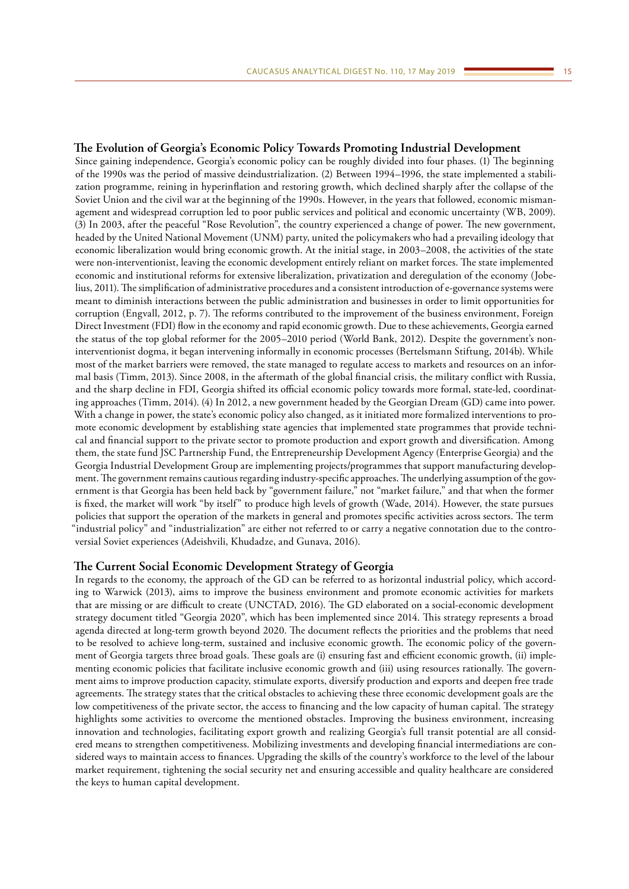## The Evolution of Georgia's Economic Policy Towards Promoting Industrial Development

Since gaining independence, Georgia's economic policy can be roughly divided into four phases. (1) The beginning of the 1990s was the period of massive deindustrialization. (2) Between 1994–1996, the state implemented a stabilization programme, reining in hyperinflation and restoring growth, which declined sharply after the collapse of the Soviet Union and the civil war at the beginning of the 1990s. However, in the years that followed, economic mismanagement and widespread corruption led to poor public services and political and economic uncertainty (WB, 2009). (3) In 2003, after the peaceful "Rose Revolution", the country experienced a change of power. The new government, headed by the United National Movement (UNM) party, united the policymakers who had a prevailing ideology that economic liberalization would bring economic growth. At the initial stage, in 2003–2008, the activities of the state were non-interventionist, leaving the economic development entirely reliant on market forces. The state implemented economic and institutional reforms for extensive liberalization, privatization and deregulation of the economy (Jobelius, 2011). The simplification of administrative procedures and a consistent introduction of e-governance systems were meant to diminish interactions between the public administration and businesses in order to limit opportunities for corruption (Engvall, 2012, p. 7). The reforms contributed to the improvement of the business environment, Foreign Direct Investment (FDI) flow in the economy and rapid economic growth. Due to these achievements, Georgia earned the status of the top global reformer for the 2005–2010 period (World Bank, 2012). Despite the government's non-interventionist dogma, it began intervening informally in economic processes (Bertelsmann Stiftung, 2014b). While most of the market barriers were removed, the state managed to regulate access to markets and resources on an informal basis (Timm, 2013). Since 2008, in the aftermath of the global financial crisis, the military conflict with Russia, and the sharp decline in FDI, Georgia shifted its official economic policy towards more formal, state-led, coordinating approaches (Timm, 2014). (4) In 2012, a new government headed by the Georgian Dream (GD) came into power. With a change in power, the state's economic policy also changed, as it initiated more formalized interventions to promote economic development by establishing state agencies that implemented state programmes that provide technical and financial support to the private sector to promote production and export growth and diversification. Among them, the state fund JSC Partnership Fund, the Entrepreneurship Development Agency (Enterprise Georgia) and the Georgia Industrial Development Group are implementing projects/programmes that support manufacturing development. The government remains cautious regarding industry-specific approaches. The underlying assumption of the government is that Georgia has been held back by "government failure," not "market failure," and that when the former is fixed, the market will work "by itself" to produce high levels of growth (Wade, 2014). However, the state pursues policies that support the operation of the markets in general and promotes specific activities across sectors. The term "industrial policy" and "industrialization" are either not referred to or carry a negative connotation due to the controversial Soviet experiences (Adeishvili, Khudadze, and Gunava, 2016).

## The Current Social Economic Development Strategy of Georgia

In regards to the economy, the approach of the GD can be referred to as horizontal industrial policy, which according to Warwick (2013), aims to improve the business environment and promote economic activities for markets that are missing or are difficult to create (UNCTAD, 2016). The GD elaborated on a social-economic development strategy document titled "Georgia 2020", which has been implemented since 2014. This strategy represents a broad agenda directed at long-term growth beyond 2020. The document reflects the priorities and the problems that need to be resolved to achieve long-term, sustained and inclusive economic growth. The economic policy of the government of Georgia targets three broad goals. These goals are (i) ensuring fast and efficient economic growth, (ii) implementing economic policies that facilitate inclusive economic growth and (iii) using resources rationally. The government aims to improve production capacity, stimulate exports, diversify production and exports and deepen free trade agreements. The strategy states that the critical obstacles to achieving these three economic development goals are the low competitiveness of the private sector, the access to financing and the low capacity of human capital. The strategy highlights some activities to overcome the mentioned obstacles. Improving the business environment, increasing innovation and technologies, facilitating export growth and realizing Georgia's full transit potential are all considered means to strengthen competitiveness. Mobilizing investments and developing financial intermediations are considered ways to maintain access to finances. Upgrading the skills of the country's workforce to the level of the labour market requirement, tightening the social security net and ensuring accessible and quality healthcare are considered the keys to human capital development.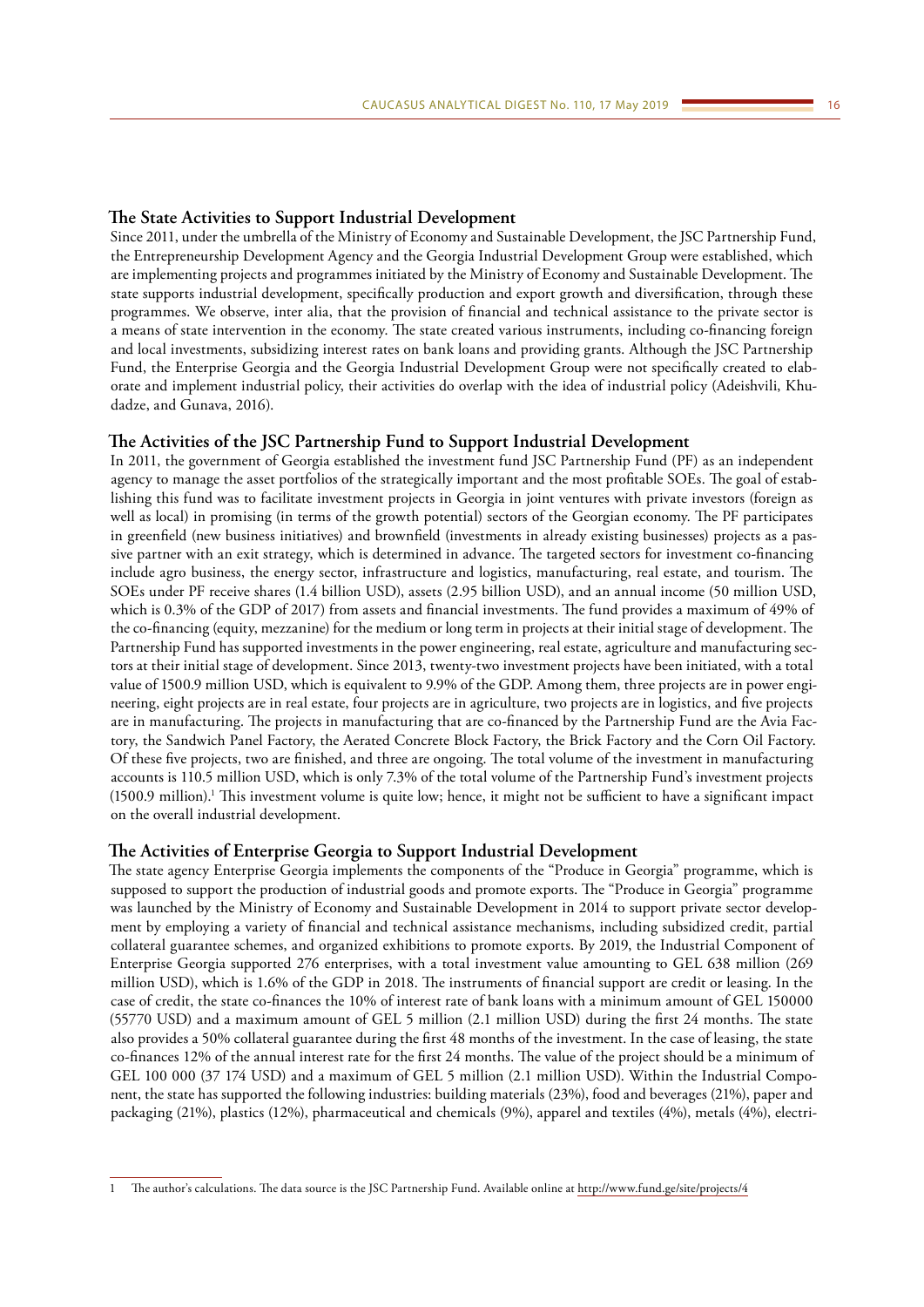## The State Activities to Support Industrial Development

Since 2011, under the umbrella of the Ministry of Economy and Sustainable Development, the JSC Partnership Fund, the Entrepreneurship Development Agency and the Georgia Industrial Development Group were established, which are implementing projects and programmes initiated by the Ministry of Economy and Sustainable Development. The state supports industrial development, specifically production and export growth and diversification, through these programmes. We observe, inter alia, that the provision of financial and technical assistance to the private sector is a means of state intervention in the economy. The state created various instruments, including co-financing foreign and local investments, subsidizing interest rates on bank loans and providing grants. Although the JSC Partnership Fund, the Enterprise Georgia and the Georgia Industrial Development Group were not specifically created to elaborate and implement industrial policy, their activities do overlap with the idea of industrial policy (Adeishvili, Khudadze, and Gunava, 2016).

## The Activities of the JSC Partnership Fund to Support Industrial Development

In 2011, the government of Georgia established the investment fund JSC Partnership Fund (PF) as an independent agency to manage the asset portfolios of the strategically important and the most profitable SOEs. The goal of establishing this fund was to facilitate investment projects in Georgia in joint ventures with private investors (foreign as well as local) in promising (in terms of the growth potential) sectors of the Georgian economy. The PF participates in greenfield (new business initiatives) and brownfield (investments in already existing businesses) projects as a passive partner with an exit strategy, which is determined in advance. The targeted sectors for investment co-financing include agro business, the energy sector, infrastructure and logistics, manufacturing, real estate, and tourism. The SOEs under PF receive shares (1.4 billion USD), assets (2.95 billion USD), and an annual income (50 million USD, which is 0.3% of the GDP of 2017) from assets and financial investments. The fund provides a maximum of 49% of the co-financing (equity, mezzanine) for the medium or long term in projects at their initial stage of development. The Partnership Fund has supported investments in the power engineering, real estate, agriculture and manufacturing sectors at their initial stage of development. Since 2013, twenty-two investment projects have been initiated, with a total value of 1500.9 million USD, which is equivalent to 9.9% of the GDP. Among them, three projects are in power engineering, eight projects are in real estate, four projects are in agriculture, two projects are in logistics, and five projects are in manufacturing. The projects in manufacturing that are co-financed by the Partnership Fund are the Avia Factory, the Sandwich Panel Factory, the Aerated Concrete Block Factory, the Brick Factory and the Corn Oil Factory. Of these five projects, two are finished, and three are ongoing. The total volume of the investment in manufacturing accounts is 110.5 million USD, which is only 7.3% of the total volume of the Partnership Fund's investment projects (1500.9 million).[1] This investment volume is quite low; hence, it might not be sufficient to have a significant impact on the overall industrial development.

## The Activities of Enterprise Georgia to Support Industrial Development

The state agency Enterprise Georgia implements the components of the "Produce in Georgia" programme, which is supposed to support the production of industrial goods and promote exports. The "Produce in Georgia" programme was launched by the Ministry of Economy and Sustainable Development in 2014 to support private sector development by employing a variety of financial and technical assistance mechanisms, including subsidized credit, partial collateral guarantee schemes, and organized exhibitions to promote exports. By 2019, the Industrial Component of Enterprise Georgia supported 276 enterprises, with a total investment value amounting to GEL 638 million (269 million USD), which is 1.6% of the GDP in 2018. The instruments of financial support are credit or leasing. In the case of credit, the state co-finances the 10% of interest rate of bank loans with a minimum amount of GEL 150000 (55770 USD) and a maximum amount of GEL 5 million (2.1 million USD) during the first 24 months. The state also provides a 50% collateral guarantee during the first 48 months of the investment. In the case of leasing, the state co-finances 12% of the annual interest rate for the first 24 months. The value of the project should be a minimum of GEL 100 000 (37 174 USD) and a maximum of GEL 5 million (2.1 million USD). Within the Industrial Component, the state has supported the following industries: building materials (23%), food and beverages (21%), paper and packaging (21%), plastics (12%), pharmaceutical and chemicals (9%), apparel and textiles (4%), metals (4%), electri-

---

1 The author's calculations. The data source is the JSC Partnership Fund. Available online at http://www.fund.ge/site/projects/4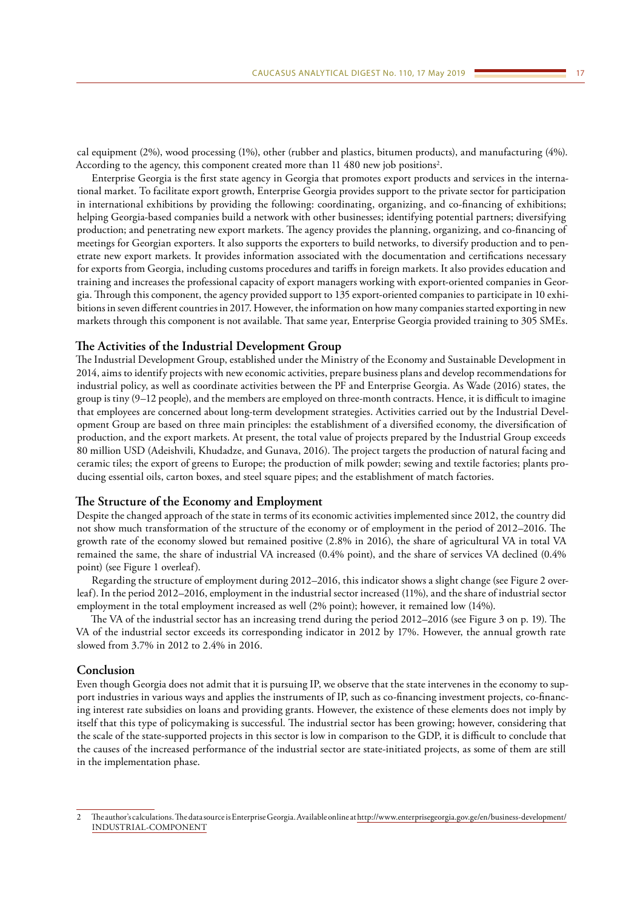cal equipment (2%), wood processing (1%), other (rubber and plastics, bitumen products), and manufacturing (4%). According to the agency, this component created more than 11 480 new job positions[2].

Enterprise Georgia is the first state agency in Georgia that promotes export products and services in the international market. To facilitate export growth, Enterprise Georgia provides support to the private sector for participation in international exhibitions by providing the following: coordinating, organizing, and co-financing of exhibitions; helping Georgia-based companies build a network with other businesses; identifying potential partners; diversifying production; and penetrating new export markets. The agency provides the planning, organizing, and co-financing of meetings for Georgian exporters. It also supports the exporters to build networks, to diversify production and to penetrate new export markets. It provides information associated with the documentation and certifications necessary for exports from Georgia, including customs procedures and tariffs in foreign markets. It also provides education and training and increases the professional capacity of export managers working with export-oriented companies in Georgia. Through this component, the agency provided support to 135 export-oriented companies to participate in 10 exhibitions in seven different countries in 2017. However, the information on how many companies started exporting in new markets through this component is not available. That same year, Enterprise Georgia provided training to 305 SMEs.

## The Activities of the Industrial Development Group

The Industrial Development Group, established under the Ministry of the Economy and Sustainable Development in 2014, aims to identify projects with new economic activities, prepare business plans and develop recommendations for industrial policy, as well as coordinate activities between the PF and Enterprise Georgia. As Wade (2016) states, the group is tiny (9–12 people), and the members are employed on three-month contracts. Hence, it is difficult to imagine that employees are concerned about long-term development strategies. Activities carried out by the Industrial Development Group are based on three main principles: the establishment of a diversified economy, the diversification of production, and the export markets. At present, the total value of projects prepared by the Industrial Group exceeds 80 million USD (Adeishvili, Khudadze, and Gunava, 2016). The project targets the production of natural facing and ceramic tiles; the export of greens to Europe; the production of milk powder; sewing and textile factories; plants producing essential oils, carton boxes, and steel square pipes; and the establishment of match factories.

## The Structure of the Economy and Employment

Despite the changed approach of the state in terms of its economic activities implemented since 2012, the country did not show much transformation of the structure of the economy or of employment in the period of 2012–2016. The growth rate of the economy slowed but remained positive (2.8% in 2016), the share of agricultural VA in total VA remained the same, the share of industrial VA increased (0.4% point), and the share of services VA declined (0.4% point) (see Figure 1 overleaf).

Regarding the structure of employment during 2012–2016, this indicator shows a slight change (see Figure 2 overleaf). In the period 2012–2016, employment in the industrial sector increased (11%), and the share of industrial sector employment in the total employment increased as well (2% point); however, it remained low (14%).

The VA of the industrial sector has an increasing trend during the period 2012–2016 (see Figure 3 on p. 19). The VA of the industrial sector exceeds its corresponding indicator in 2012 by 17%. However, the annual growth rate slowed from 3.7% in 2012 to 2.4% in 2016.

## Conclusion

Even though Georgia does not admit that it is pursuing IP, we observe that the state intervenes in the economy to support industries in various ways and applies the instruments of IP, such as co-financing investment projects, co-financing interest rate subsidies on loans and providing grants. However, the existence of these elements does not imply by itself that this type of policymaking is successful. The industrial sector has been growing; however, considering that the scale of the state-supported projects in this sector is low in comparison to the GDP, it is difficult to conclude that the causes of the increased performance of the industrial sector are state-initiated projects, as some of them are still in the implementation phase.

---

2 The author's calculations. The data source is Enterprise Georgia. Available online at http://www.enterprisegeorgia.gov.ge/en/business-development/INDUSTRIAL-COMPONENT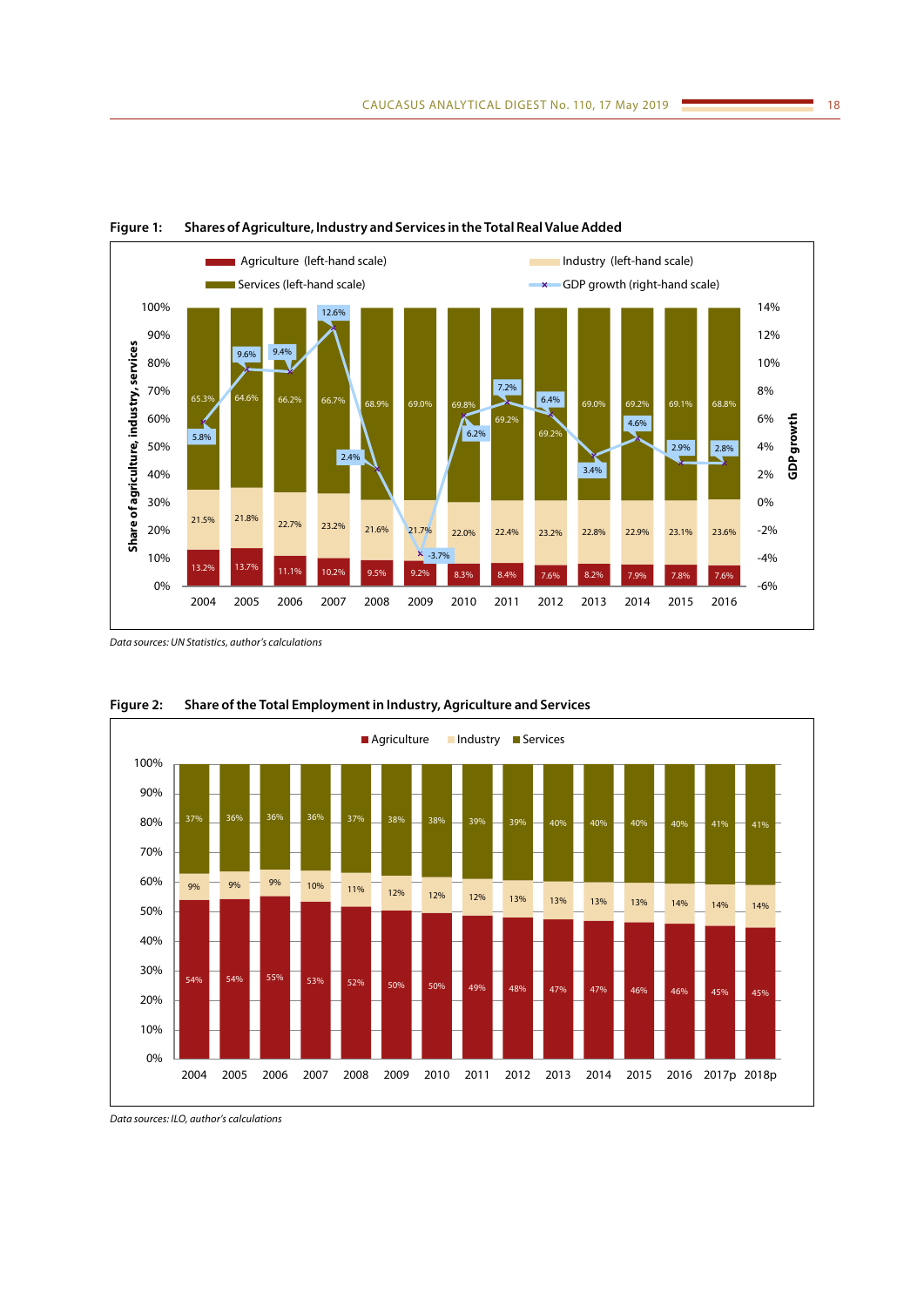**Figure 1: Shares of Agriculture, Industry and Services in the Total Real Value Added**

| Year | Agriculture (left-hand scale) | Industry (left-hand scale) | Services (left-hand scale) | GDP growth (right-hand scale) |
|---|---|---|---|---|
| 2004 | 13.2% | 21.5% | 65.3% | 5.8% |
| 2005 | 13.7% | 21.8% | 64.6% | 9.6% |
| 2006 | 11.1% | 22.7% | 66.2% | 9.4% |
| 2007 | 10.2% | 23.2% | 66.7% | 12.6% |
| 2008 | 9.5% | 21.6% | 68.9% | 2.4% |
| 2009 | 9.2% | 21.7% | 69.0% | -3.7% |
| 2010 | 8.3% | 22.0% | 69.8% | 6.2% |
| 2011 | 8.4% | 22.4% | 69.2% | 7.2% |
| 2012 | 7.6% | 23.2% | 69.2% | 6.4% |
| 2013 | 8.2% | 22.8% | 69.0% | 3.4% |
| 2014 | 7.9% | 22.9% | 69.2% | 4.6% |
| 2015 | 7.8% | 23.1% | 69.1% | 2.9% |
| 2016 | 7.6% | 23.6% | 68.8% | 2.8% |

*Data sources: UN Statistics, author's calculations*

**Figure 2: Share of the Total Employment in Industry, Agriculture and Services**

| Year | Agriculture | Industry | Services |
|---|---|---|---|
| 2004 | 54% | 9% | 37% |
| 2005 | 54% | 9% | 36% |
| 2006 | 55% | 9% | 36% |
| 2007 | 53% | 10% | 36% |
| 2008 | 52% | 11% | 37% |
| 2009 | 50% | 12% | 38% |
| 2010 | 50% | 12% | 38% |
| 2011 | 49% | 12% | 39% |
| 2012 | 48% | 13% | 39% |
| 2013 | 47% | 13% | 40% |
| 2014 | 47% | 13% | 40% |
| 2015 | 46% | 13% | 40% |
| 2016 | 46% | 14% | 40% |
| 2017p | 45% | 14% | 41% |
| 2018p | 45% | 14% | 41% |

*Data sources: ILO, author's calculations*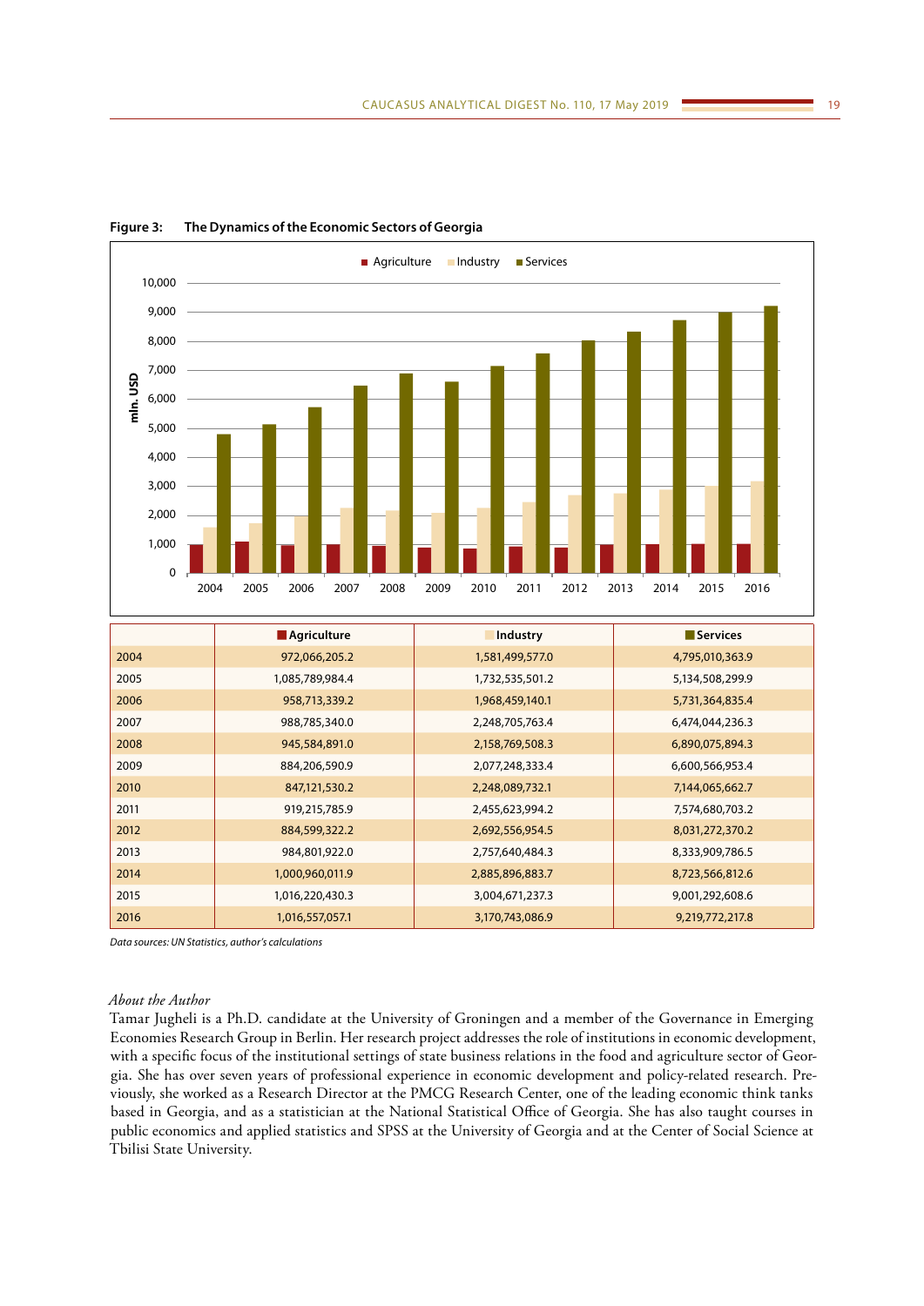**Figure 3: The Dynamics of the Economic Sectors of Georgia**

| | Agriculture | Industry | Services |
|---|---|---|---|
| 2004 | 972,066,205.2 | 1,581,499,577.0 | 4,795,010,363.9 |
| 2005 | 1,085,789,984.4 | 1,732,535,501.2 | 5,134,508,299.9 |
| 2006 | 958,713,339.2 | 1,968,459,140.1 | 5,731,364,835.4 |
| 2007 | 988,785,340.0 | 2,248,705,763.4 | 6,474,044,236.3 |
| 2008 | 945,584,891.0 | 2,158,769,508.3 | 6,890,075,894.3 |
| 2009 | 884,206,590.9 | 2,077,248,333.4 | 6,600,566,953.4 |
| 2010 | 847,121,530.2 | 2,248,089,732.1 | 7,144,065,662.7 |
| 2011 | 919,215,785.9 | 2,455,623,994.2 | 7,574,680,703.2 |
| 2012 | 884,599,322.2 | 2,692,556,954.5 | 8,031,272,370.2 |
| 2013 | 984,801,922.0 | 2,757,640,484.3 | 8,333,909,786.5 |
| 2014 | 1,000,960,011.9 | 2,885,896,883.7 | 8,723,566,812.6 |
| 2015 | 1,016,220,430.3 | 3,004,671,237.3 | 9,001,292,608.6 |
| 2016 | 1,016,557,057.1 | 3,170,743,086.9 | 9,219,772,217.8 |

*Data sources: UN Statistics, author's calculations*

*About the Author*

Tamar Jugheli is a Ph.D. candidate at the University of Groningen and a member of the Governance in Emerging Economies Research Group in Berlin. Her research project addresses the role of institutions in economic development, with a specific focus of the institutional settings of state business relations in the food and agriculture sector of Georgia. She has over seven years of professional experience in economic development and policy-related research. Previously, she worked as a Research Director at the PMCG Research Center, one of the leading economic think tanks based in Georgia, and as a statistician at the National Statistical Office of Georgia. She has also taught courses in public economics and applied statistics and SPSS at the University of Georgia and at the Center of Social Science at Tbilisi State University.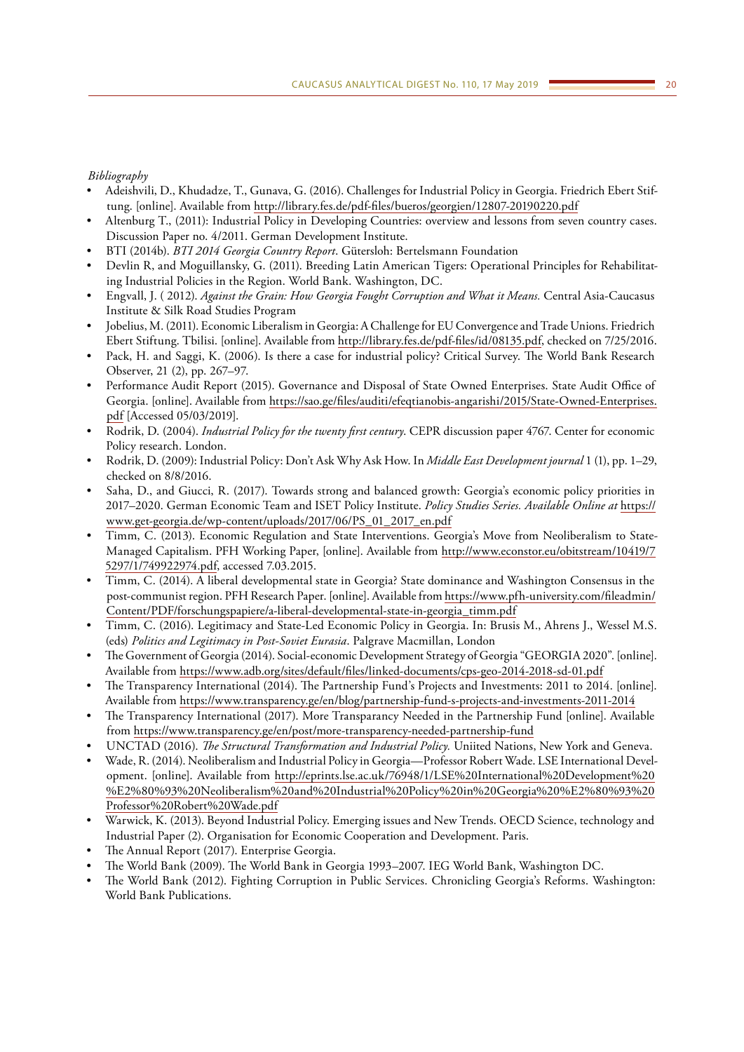*Bibliography*

- Adeishvili, D., Khudadze, T., Gunava, G. (2016). Challenges for Industrial Policy in Georgia. Friedrich Ebert Stiftung. [online]. Available from http://library.fes.de/pdf-files/bueros/georgien/12807-20190220.pdf
- Altenburg T., (2011): Industrial Policy in Developing Countries: overview and lessons from seven country cases. Discussion Paper no. 4/2011. German Development Institute.
- BTI (2014b). *BTI 2014 Georgia Country Report*. Gütersloh: Bertelsmann Foundation
- Devlin R, and Moguillansky, G. (2011). Breeding Latin American Tigers: Operational Principles for Rehabilitating Industrial Policies in the Region. World Bank. Washington, DC.
- Engvall, J. ( 2012). *Against the Grain: How Georgia Fought Corruption and What it Means.* Central Asia-Caucasus Institute & Silk Road Studies Program
- Jobelius, M. (2011). Economic Liberalism in Georgia: A Challenge for EU Convergence and Trade Unions. Friedrich Ebert Stiftung. Tbilisi. [online]. Available from http://library.fes.de/pdf-files/id/08135.pdf, checked on 7/25/2016.
- Pack, H. and Saggi, K. (2006). Is there a case for industrial policy? Critical Survey. The World Bank Research Observer, 21 (2), pp. 267–97.
- Performance Audit Report (2015). Governance and Disposal of State Owned Enterprises. State Audit Office of Georgia. [online]. Available from https://sao.ge/files/auditi/efeqtianobis-angarishi/2015/State-Owned-Enterprises.pdf [Accessed 05/03/2019].
- Rodrik, D. (2004). *Industrial Policy for the twenty first century*. CEPR discussion paper 4767. Center for economic Policy research. London.
- Rodrik, D. (2009): Industrial Policy: Don't Ask Why Ask How. In *Middle East Development journal* 1 (1), pp. 1–29, checked on 8/8/2016.
- Saha, D., and Giucci, R. (2017). Towards strong and balanced growth: Georgia's economic policy priorities in 2017–2020. German Economic Team and ISET Policy Institute. *Policy Studies Series. Available Online at* https://www.get-georgia.de/wp-content/uploads/2017/06/PS_01_2017_en.pdf
- Timm, C. (2013). Economic Regulation and State Interventions. Georgia's Move from Neoliberalism to State-Managed Capitalism. PFH Working Paper, [online]. Available from http://www.econstor.eu/obitstream/10419/75297/1/749922974.pdf, accessed 7.03.2015.
- Timm, C. (2014). A liberal developmental state in Georgia? State dominance and Washington Consensus in the post-communist region. PFH Research Paper. [online]. Available from https://www.pfh-university.com/fileadmin/Content/PDF/forschungspapiere/a-liberal-developmental-state-in-georgia_timm.pdf
- Timm, C. (2016). Legitimacy and State-Led Economic Policy in Georgia. In: Brusis M., Ahrens J., Wessel M.S. (eds) *Politics and Legitimacy in Post-Soviet Eurasia*. Palgrave Macmillan, London
- The Government of Georgia (2014). Social-economic Development Strategy of Georgia "GEORGIA 2020". [online]. Available from https://www.adb.org/sites/default/files/linked-documents/cps-geo-2014-2018-sd-01.pdf
- The Transparency International (2014). The Partnership Fund's Projects and Investments: 2011 to 2014. [online]. Available from https://www.transparency.ge/en/blog/partnership-fund-s-projects-and-investments-2011-2014
- The Transparency International (2017). More Transparancy Needed in the Partnership Fund [online]. Available from https://www.transparency.ge/en/post/more-transparency-needed-partnership-fund
- UNCTAD (2016). *The Structural Transformation and Industrial Policy.* Uniited Nations, New York and Geneva.
- Wade, R. (2014). Neoliberalism and Industrial Policy in Georgia—Professor Robert Wade. LSE International Development. [online]. Available from http://eprints.lse.ac.uk/76948/1/LSE%20International%20Development%20%E2%80%93%20Neoliberalism%20and%20Industrial%20Policy%20in%20Georgia%20%E2%80%93%20Professor%20Robert%20Wade.pdf
- Warwick, K. (2013). Beyond Industrial Policy. Emerging issues and New Trends. OECD Science, technology and Industrial Paper (2). Organisation for Economic Cooperation and Development. Paris.
- The Annual Report (2017). Enterprise Georgia.
- The World Bank (2009). The World Bank in Georgia 1993–2007. IEG World Bank, Washington DC.
- The World Bank (2012). Fighting Corruption in Public Services. Chronicling Georgia's Reforms. Washington: World Bank Publications.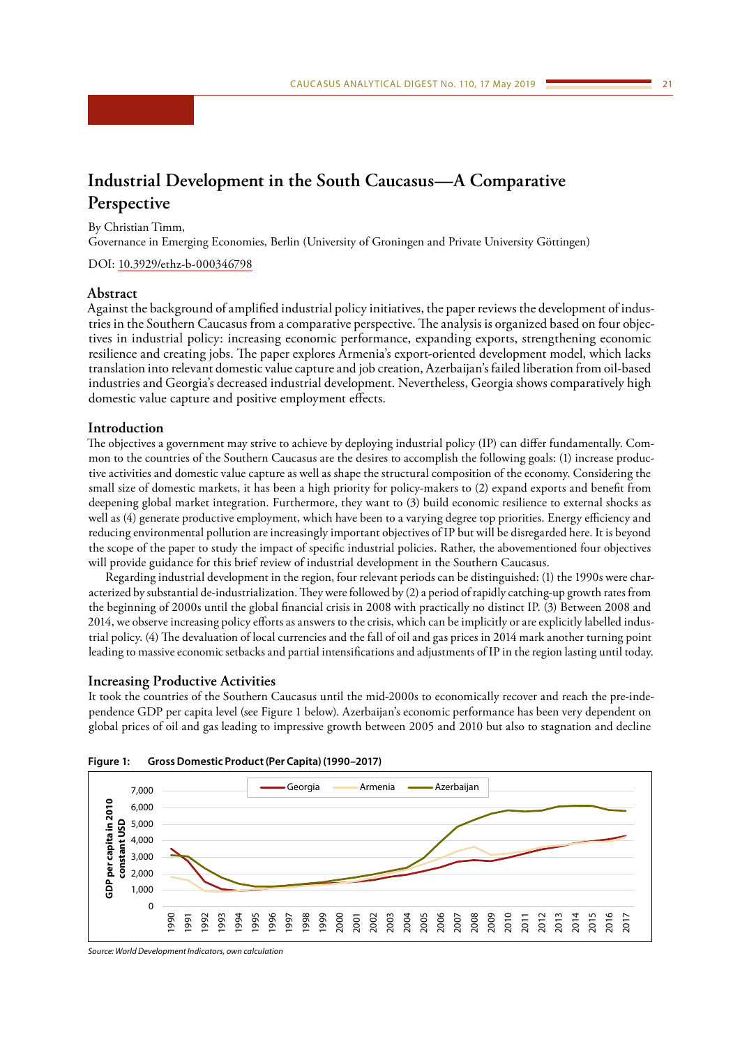# Industrial Development in the South Caucasus—A Comparative Perspective

By Christian Timm,
Governance in Emerging Economies, Berlin (University of Groningen and Private University Göttingen)

DOI: 10.3929/ethz-b-000346798

## Abstract

Against the background of amplified industrial policy initiatives, the paper reviews the development of industries in the Southern Caucasus from a comparative perspective. The analysis is organized based on four objectives in industrial policy: increasing economic performance, expanding exports, strengthening economic resilience and creating jobs. The paper explores Armenia's export-oriented development model, which lacks translation into relevant domestic value capture and job creation, Azerbaijan's failed liberation from oil-based industries and Georgia's decreased industrial development. Nevertheless, Georgia shows comparatively high domestic value capture and positive employment effects.

## Introduction

The objectives a government may strive to achieve by deploying industrial policy (IP) can differ fundamentally. Common to the countries of the Southern Caucasus are the desires to accomplish the following goals: (1) increase productive activities and domestic value capture as well as shape the structural composition of the economy. Considering the small size of domestic markets, it has been a high priority for policy-makers to (2) expand exports and benefit from deepening global market integration. Furthermore, they want to (3) build economic resilience to external shocks as well as (4) generate productive employment, which have been to a varying degree top priorities. Energy efficiency and reducing environmental pollution are increasingly important objectives of IP but will be disregarded here. It is beyond the scope of the paper to study the impact of specific industrial policies. Rather, the abovementioned four objectives will provide guidance for this brief review of industrial development in the Southern Caucasus.

Regarding industrial development in the region, four relevant periods can be distinguished: (1) the 1990s were characterized by substantial de-industrialization. They were followed by (2) a period of rapidly catching-up growth rates from the beginning of 2000s until the global financial crisis in 2008 with practically no distinct IP. (3) Between 2008 and 2014, we observe increasing policy efforts as answers to the crisis, which can be implicitly or are explicitly labelled industrial policy. (4) The devaluation of local currencies and the fall of oil and gas prices in 2014 mark another turning point leading to massive economic setbacks and partial intensifications and adjustments of IP in the region lasting until today.

## Increasing Productive Activities

It took the countries of the Southern Caucasus until the mid-2000s to economically recover and reach the pre-independence GDP per capita level (see Figure 1 below). Azerbaijan's economic performance has been very dependent on global prices of oil and gas leading to impressive growth between 2005 and 2010 but also to stagnation and decline

**Figure 1: Gross Domestic Product (Per Capita) (1990–2017)**

*Source: World Development Indicators, own calculation*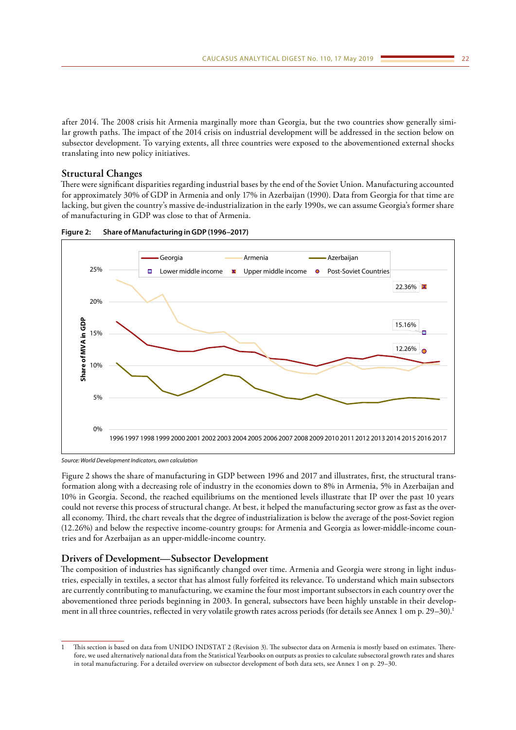after 2014. The 2008 crisis hit Armenia marginally more than Georgia, but the two countries show generally similar growth paths. The impact of the 2014 crisis on industrial development will be addressed in the section below on subsector development. To varying extents, all three countries were exposed to the abovementioned external shocks translating into new policy initiatives.

## Structural Changes

There were significant disparities regarding industrial bases by the end of the Soviet Union. Manufacturing accounted for approximately 30% of GDP in Armenia and only 17% in Azerbaijan (1990). Data from Georgia for that time are lacking, but given the country's massive de-industrialization in the early 1990s, we can assume Georgia's former share of manufacturing in GDP was close to that of Armenia.

**Figure 2: Share of Manufacturing in GDP (1996–2017)**

*Source: World Development Indicators, own calculation*

Figure 2 shows the share of manufacturing in GDP between 1996 and 2017 and illustrates, first, the structural transformation along with a decreasing role of industry in the economies down to 8% in Armenia, 5% in Azerbaijan and 10% in Georgia. Second, the reached equilibriums on the mentioned levels illustrate that IP over the past 10 years could not reverse this process of structural change. At best, it helped the manufacturing sector grow as fast as the overall economy. Third, the chart reveals that the degree of industrialization is below the average of the post-Soviet region (12.26%) and below the respective income-country groups: for Armenia and Georgia as lower-middle-income countries and for Azerbaijan as an upper-middle-income country.

## Drivers of Development—Subsector Development

The composition of industries has significantly changed over time. Armenia and Georgia were strong in light industries, especially in textiles, a sector that has almost fully forfeited its relevance. To understand which main subsectors are currently contributing to manufacturing, we examine the four most important subsectors in each country over the abovementioned three periods beginning in 2003. In general, subsectors have been highly unstable in their development in all three countries, reflected in very volatile growth rates across periods (for details see Annex 1 om p. 29–30).[1]

---

1 This section is based on data from UNIDO INDSTAT 2 (Revision 3). The subsector data on Armenia is mostly based on estimates. Therefore, we used alternatively national data from the Statistical Yearbooks on outputs as proxies to calculate subsectoral growth rates and shares in total manufacturing. For a detailed overview on subsector development of both data sets, see Annex 1 on p. 29–30.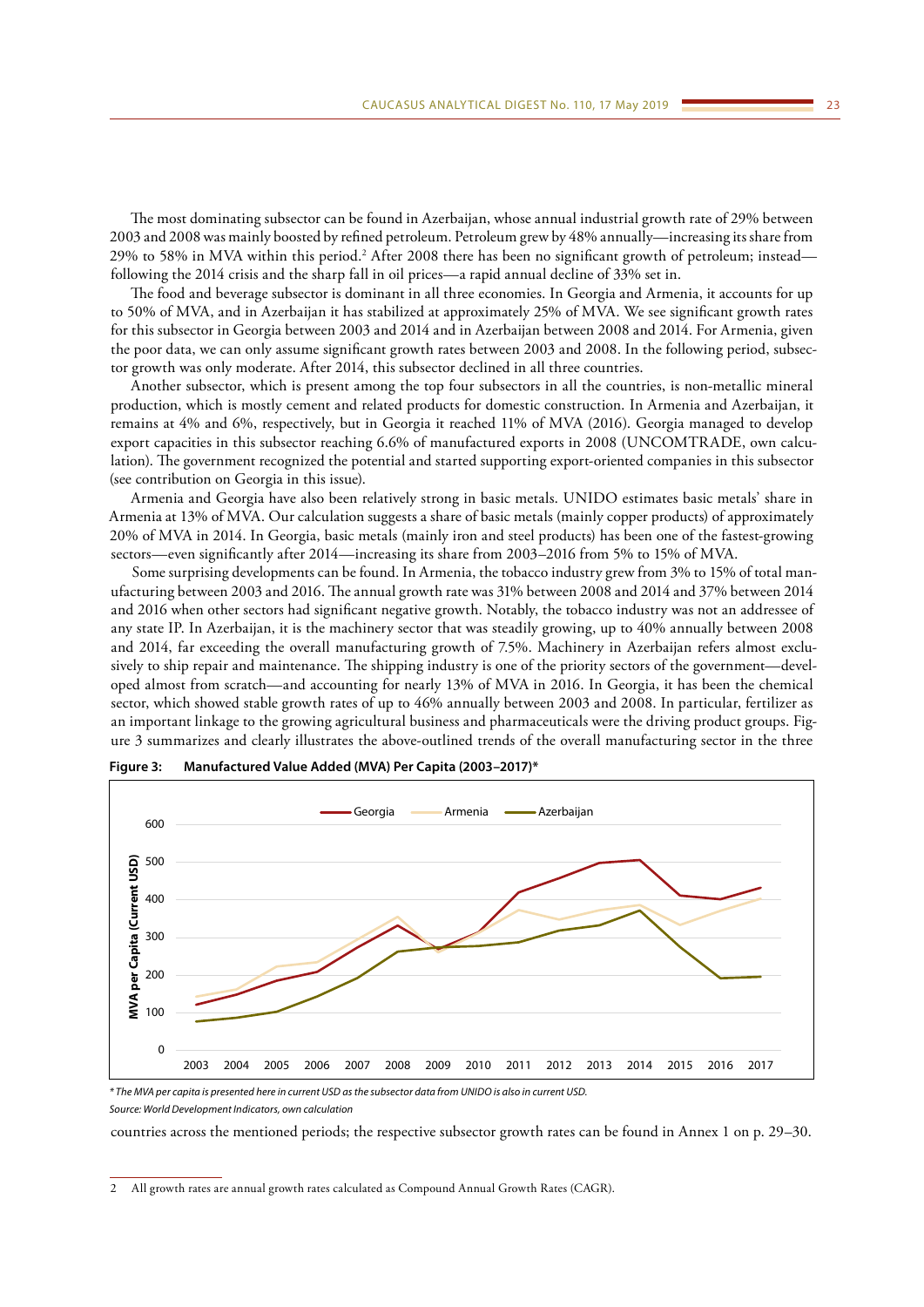The most dominating subsector can be found in Azerbaijan, whose annual industrial growth rate of 29% between 2003 and 2008 was mainly boosted by refined petroleum. Petroleum grew by 48% annually—increasing its share from 29% to 58% in MVA within this period.[2] After 2008 there has been no significant growth of petroleum; instead—following the 2014 crisis and the sharp fall in oil prices—a rapid annual decline of 33% set in.

The food and beverage subsector is dominant in all three economies. In Georgia and Armenia, it accounts for up to 50% of MVA, and in Azerbaijan it has stabilized at approximately 25% of MVA. We see significant growth rates for this subsector in Georgia between 2003 and 2014 and in Azerbaijan between 2008 and 2014. For Armenia, given the poor data, we can only assume significant growth rates between 2003 and 2008. In the following period, subsector growth was only moderate. After 2014, this subsector declined in all three countries.

Another subsector, which is present among the top four subsectors in all the countries, is non-metallic mineral production, which is mostly cement and related products for domestic construction. In Armenia and Azerbaijan, it remains at 4% and 6%, respectively, but in Georgia it reached 11% of MVA (2016). Georgia managed to develop export capacities in this subsector reaching 6.6% of manufactured exports in 2008 (UNCOMTRADE, own calculation). The government recognized the potential and started supporting export-oriented companies in this subsector (see contribution on Georgia in this issue).

Armenia and Georgia have also been relatively strong in basic metals. UNIDO estimates basic metals' share in Armenia at 13% of MVA. Our calculation suggests a share of basic metals (mainly copper products) of approximately 20% of MVA in 2014. In Georgia, basic metals (mainly iron and steel products) has been one of the fastest-growing sectors—even significantly after 2014—increasing its share from 2003–2016 from 5% to 15% of MVA.

Some surprising developments can be found. In Armenia, the tobacco industry grew from 3% to 15% of total manufacturing between 2003 and 2016. The annual growth rate was 31% between 2008 and 2014 and 37% between 2014 and 2016 when other sectors had significant negative growth. Notably, the tobacco industry was not an addressee of any state IP. In Azerbaijan, it is the machinery sector that was steadily growing, up to 40% annually between 2008 and 2014, far exceeding the overall manufacturing growth of 7.5%. Machinery in Azerbaijan refers almost exclusively to ship repair and maintenance. The shipping industry is one of the priority sectors of the government—developed almost from scratch—and accounting for nearly 13% of MVA in 2016. In Georgia, it has been the chemical sector, which showed stable growth rates of up to 46% annually between 2003 and 2008. In particular, fertilizer as an important linkage to the growing agricultural business and pharmaceuticals were the driving product groups. Figure 3 summarizes and clearly illustrates the above-outlined trends of the overall manufacturing sector in the three countries across the mentioned periods; the respective subsector growth rates can be found in Annex 1 on p. 29–30.

**Figure 3: Manufactured Value Added (MVA) Per Capita (2003–2017)***

*\* The MVA per capita is presented here in current USD as the subsector data from UNIDO is also in current USD.*

*Source: World Development Indicators, own calculation*

---

2 All growth rates are annual growth rates calculated as Compound Annual Growth Rates (CAGR).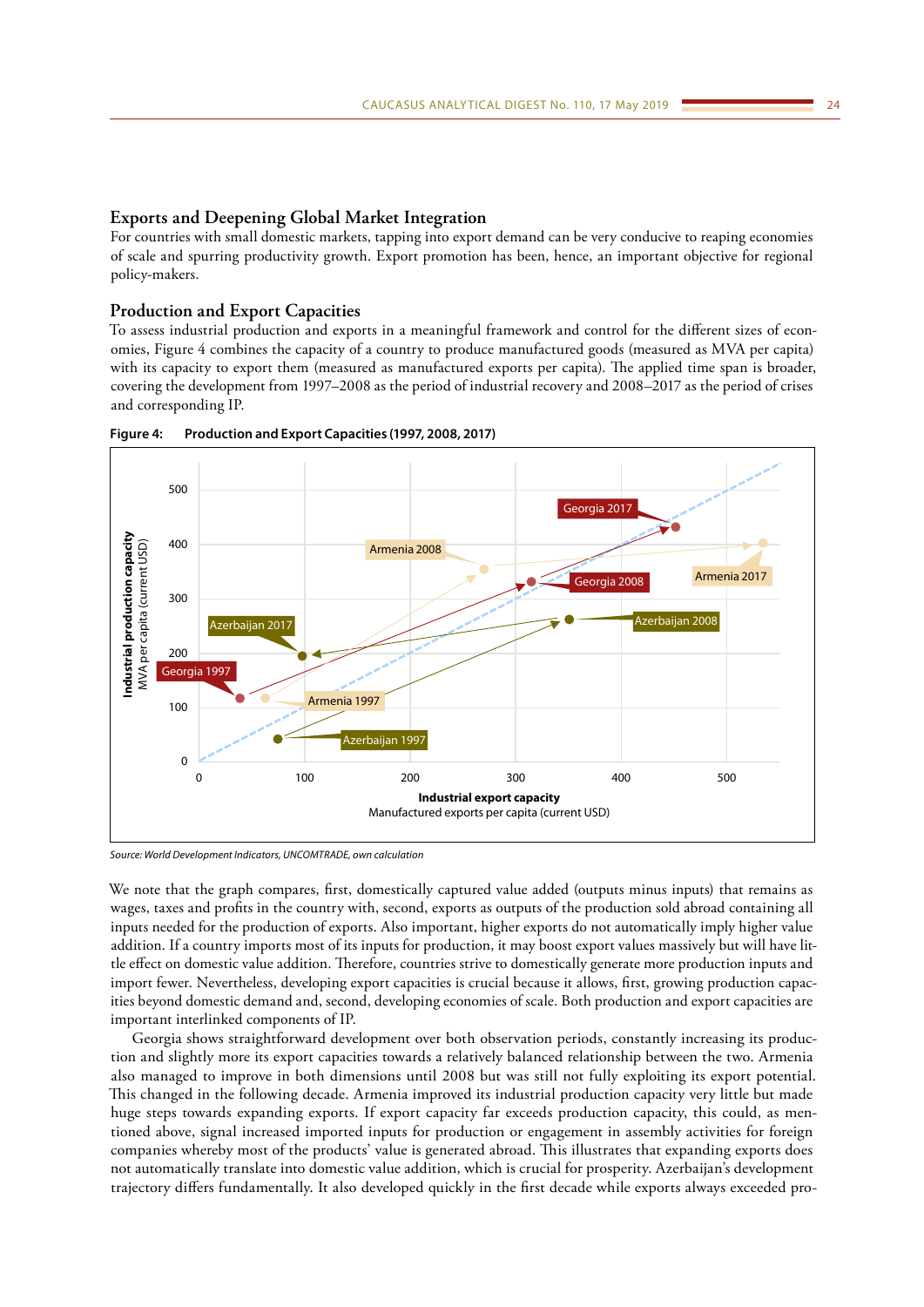## Exports and Deepening Global Market Integration

For countries with small domestic markets, tapping into export demand can be very conducive to reaping economies of scale and spurring productivity growth. Export promotion has been, hence, an important objective for regional policy-makers.

## Production and Export Capacities

To assess industrial production and exports in a meaningful framework and control for the different sizes of economies, Figure 4 combines the capacity of a country to produce manufactured goods (measured as MVA per capita) with its capacity to export them (measured as manufactured exports per capita). The applied time span is broader, covering the development from 1997–2008 as the period of industrial recovery and 2008–2017 as the period of crises and corresponding IP.

**Figure 4: Production and Export Capacities (1997, 2008, 2017)**

*Source: World Development Indicators, UNCOMTRADE, own calculation*

We note that the graph compares, first, domestically captured value added (outputs minus inputs) that remains as wages, taxes and profits in the country with, second, exports as outputs of the production sold abroad containing all inputs needed for the production of exports. Also important, higher exports do not automatically imply higher value addition. If a country imports most of its inputs for production, it may boost export values massively but will have little effect on domestic value addition. Therefore, countries strive to domestically generate more production inputs and import fewer. Nevertheless, developing export capacities is crucial because it allows, first, growing production capacities beyond domestic demand and, second, developing economies of scale. Both production and export capacities are important interlinked components of IP.

Georgia shows straightforward development over both observation periods, constantly increasing its production and slightly improve its export capacities towards a relatively balanced relationship between the two. Armenia also managed to improve in both dimensions until 2008 but was still not fully exploiting its export potential. This changed in the following decade. Armenia improved its industrial production capacity very little but made huge steps towards expanding exports. If export capacity far exceeds production capacity, this could, as mentioned above, signal increased imported inputs for production or engagement in assembly activities for foreign companies whereby most of the products' value is generated abroad. This illustrates that expanding exports does not automatically translate into domestic value addition, which is crucial for prosperity. Azerbaijan's development trajectory differs fundamentally. It also developed quickly in the first decade while exports always exceeded pro-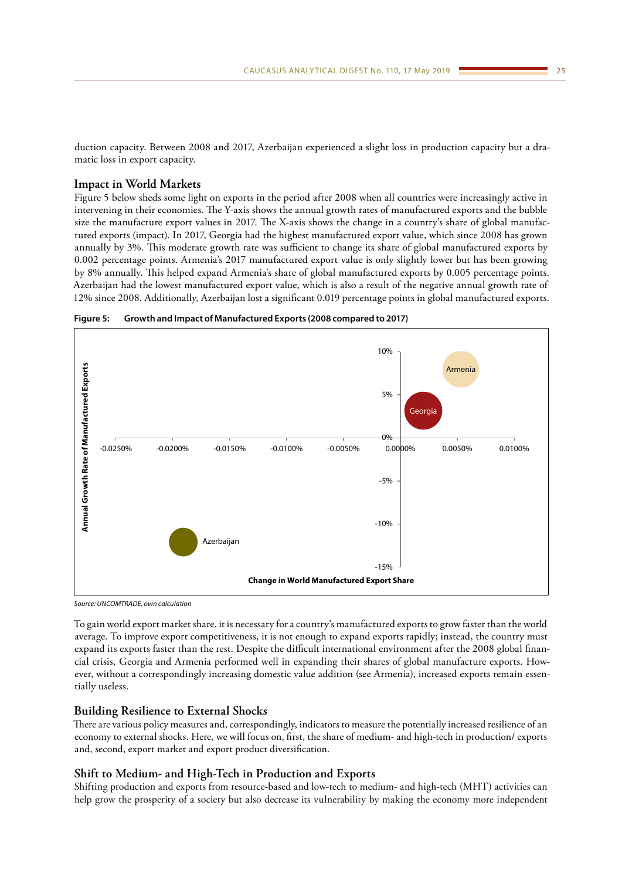duction capacity. Between 2008 and 2017, Azerbaijan experienced a slight loss in production capacity but a dramatic loss in export capacity.

## Impact in World Markets

Figure 5 below sheds some light on exports in the period after 2008 when all countries were increasingly active in intervening in their economies. The Y-axis shows the annual growth rates of manufactured exports and the bubble size the manufacture export values in 2017. The X-axis shows the change in a country's share of global manufactured exports (impact). In 2017, Georgia had the highest manufactured export value, which since 2008 has grown annually by 3%. This moderate growth rate was sufficient to change its share of global manufactured exports by 0.002 percentage points. Armenia's 2017 manufactured export value is only slightly lower but has been growing by 8% annually. This helped expand Armenia's share of global manufactured exports by 0.005 percentage points. Azerbaijan had the lowest manufactured export value, which is also a result of the negative annual growth rate of 12% since 2008. Additionally, Azerbaijan lost a significant 0.019 percentage points in global manufactured exports.

**Figure 5: Growth and Impact of Manufactured Exports (2008 compared to 2017)**

*Source: UNCOMTRADE, own calculation*

To gain world export market share, it is necessary for a country's manufactured exports to grow faster than the world average. To improve export competitiveness, it is not enough to expand exports rapidly; instead, the country must expand its exports faster than the rest. Despite the difficult international environment after the 2008 global financial crisis, Georgia and Armenia performed well in expanding their shares of global manufacture exports. However, without a correspondingly increasing domestic value addition (see Armenia), increased exports remain essentially useless.

## Building Resilience to External Shocks

There are various policy measures and, correspondingly, indicators to measure the potentially increased resilience of an economy to external shocks. Here, we will focus on, first, the share of medium- and high-tech in production/ exports and, second, export market and export product diversification.

## Shift to Medium- and High-Tech in Production and Exports

Shifting production and exports from resource-based and low-tech to medium- and high-tech (MHT) activities can help grow the prosperity of a society but also decrease its vulnerability by making the economy more independent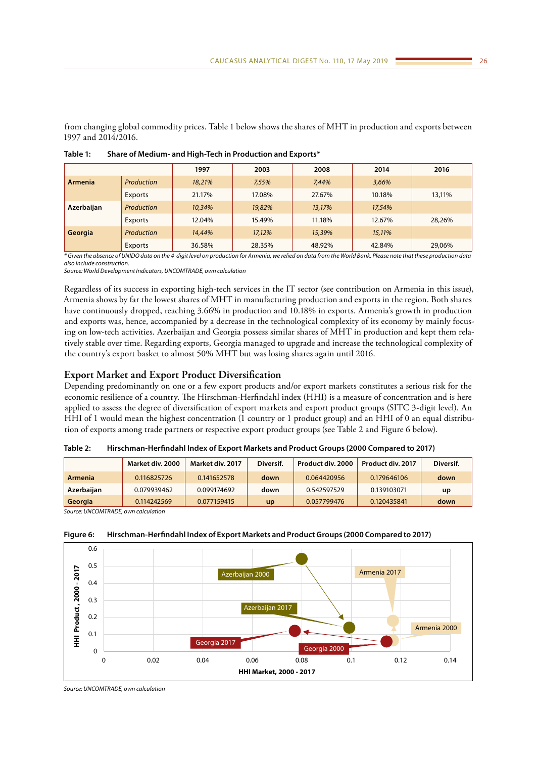from changing global commodity prices. Table 1 below shows the shares of MHT in production and exports between 1997 and 2014/2016.

**Table 1: Share of Medium- and High-Tech in Production and Exports***

| | | 1997 | 2003 | 2008 | 2014 | 2016 |
|---|---|---|---|---|---|---|
| **Armenia** | *Production* | *18,21%* | *7,55%* | *7,44%* | *3,66%* | |
| | Exports | 21.17% | 17.08% | 27.67% | 10.18% | 13,11% |
| **Azerbaijan** | *Production* | *10,34%* | *19,82%* | *13,17%* | *17,54%* | |
| | Exports | 12.04% | 15.49% | 11.18% | 12.67% | 28,26% |
| **Georgia** | *Production* | *14,44%* | *17,12%* | *15,39%* | *15,11%* | |
| | Exports | 36.58% | 28.35% | 48.92% | 42.84% | 29,06% |

*\* Given the absence of UNIDO data on the 4-digit level on production for Armenia, we relied on data from the World Bank. Please note that these production data also include construction.*
*Source: World Development Indicators, UNCOMTRADE, own calculation*

Regardless of its success in exporting high-tech services in the IT sector (see contribution on Armenia in this issue), Armenia shows by far the lowest shares of MHT in manufacturing production and exports in the region. Both shares have continuously dropped, reaching 3.66% in production and 10.18% in exports. Armenia's growth in production and exports was, hence, accompanied by a decrease in the technological complexity of its economy by mainly focusing on low-tech activities. Azerbaijan and Georgia possess similar shares of MHT in production and kept them relatively stable over time. Regarding exports, Georgia managed to upgrade and increase the technological complexity of the country's export basket to almost 50% MHT but was losing shares again until 2016.

## Export Market and Export Product Diversification

Depending predominantly on one or a few export products and/or export markets constitutes a serious risk for the economic resilience of a country. The Hirschman-Herfindahl index (HHI) is a measure of concentration and is here applied to assess the degree of diversification of export markets and export product groups (SITC 3-digit level). An HHI of 1 would mean the highest concentration (1 country or 1 product group) and an HHI of 0 an equal distribution of exports among trade partners or respective export product groups (see Table 2 and Figure 6 below).

**Table 2: Hirschman-Herfindahl Index of Export Markets and Product Groups (2000 Compared to 2017)**

| | Market div. 2000 | Market div. 2017 | Diversif. | Product div. 2000 | Product div. 2017 | Diversif. |
|---|---|---|---|---|---|---|
| **Armenia** | 0.116825726 | 0.141652578 | **down** | 0.064420956 | 0.179646106 | **down** |
| **Azerbaijan** | 0.079939462 | 0.099174692 | **down** | 0.542597529 | 0.139103071 | **up** |
| **Georgia** | 0.114242569 | 0.077159415 | **up** | 0.057799476 | 0.120435841 | **down** |

*Source: UNCOMTRADE, own calculation*

**Figure 6: Hirschman-Herfindahl Index of Export Markets and Product Groups (2000 Compared to 2017)**

*Source: UNCOMTRADE, own calculation*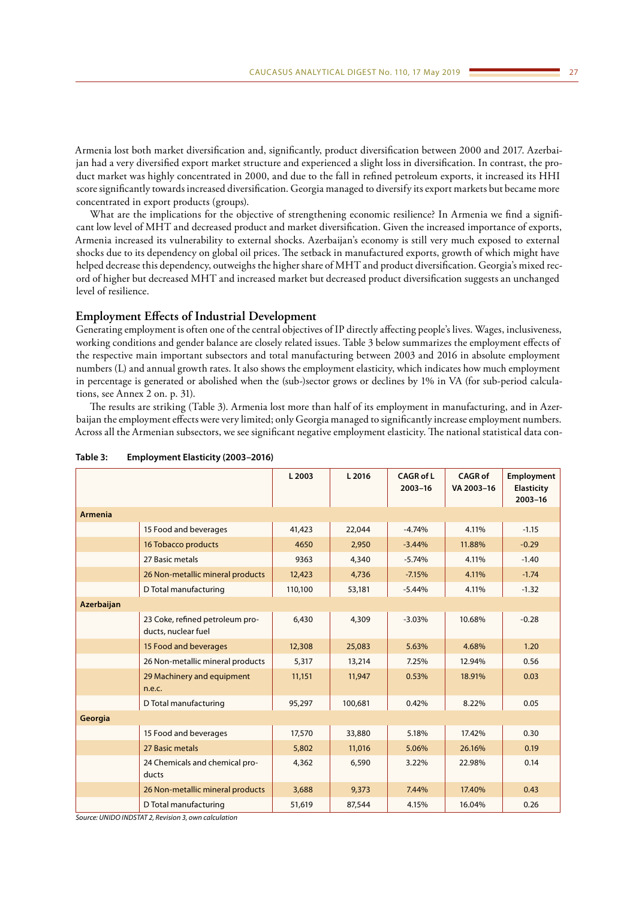Armenia lost both market diversification and, significantly, product diversification between 2000 and 2017. Azerbaijan had a very diversified export market structure and experienced a slight loss in diversification. In contrast, the product market was highly concentrated in 2000, and due to the fall in refined petroleum exports, it increased its HHI score significantly towards increased diversification. Georgia managed to diversify its export markets but became more concentrated in export products (groups).

What are the implications for the objective of strengthening economic resilience? In Armenia we find a significant low level of MHT and decreased product and market diversification. Given the increased importance of exports, Armenia increased its vulnerability to external shocks. Azerbaijan's economy is still very much exposed to external shocks due to its dependency on global oil prices. The setback in manufactured exports, growth of which might have helped decrease this dependency, outweighs the higher share of MHT and product diversification. Georgia's mixed record of higher but decreased MHT and increased market but decreased product diversification suggests an unchanged level of resilience.

## Employment Effects of Industrial Development

Generating employment is often one of the central objectives of IP directly affecting people's lives. Wages, inclusiveness, working conditions and gender balance are closely related issues. Table 3 below summarizes the employment effects of the respective main important subsectors and total manufacturing between 2003 and 2016 in absolute employment numbers (L) and annual growth rates. It also shows the employment elasticity, which indicates how much employment in percentage is generated or abolished when the (sub-)sector grows or declines by 1% in VA (for sub-period calculations, see Annex 2 on. p. 31).

The results are striking (Table 3). Armenia lost more than half of its employment in manufacturing, and in Azerbaijan the employment effects were very limited; only Georgia managed to significantly increase employment numbers. Across all the Armenian subsectors, we see significant negative employment elasticity. The national statistical data con-

**Table 3: Employment Elasticity (2003–2016)**

| | | L 2003 | L 2016 | CAGR of L 2003–16 | CAGR of VA 2003–16 | Employment Elasticity 2003–16 |
|---|---|---|---|---|---|---|
| **Armenia** | | | | | | |
| | 15 Food and beverages | 41,423 | 22,044 | -4.74% | 4.11% | -1.15 |
| | 16 Tobacco products | 4650 | 2,950 | -3.44% | 11.88% | -0.29 |
| | 27 Basic metals | 9363 | 4,340 | -5.74% | 4.11% | -1.40 |
| | 26 Non-metallic mineral products | 12,423 | 4,736 | -7.15% | 4.11% | -1.74 |
| | D Total manufacturing | 110,100 | 53,181 | -5.44% | 4.11% | -1.32 |
| **Azerbaijan** | | | | | | |
| | 23 Coke, refined petroleum products, nuclear fuel | 6,430 | 4,309 | -3.03% | 10.68% | -0.28 |
| | 15 Food and beverages | 12,308 | 25,083 | 5.63% | 4.68% | 1.20 |
| | 26 Non-metallic mineral products | 5,317 | 13,214 | 7.25% | 12.94% | 0.56 |
| | 29 Machinery and equipment n.e.c. | 11,151 | 11,947 | 0.53% | 18.91% | 0.03 |
| | D Total manufacturing | 95,297 | 100,681 | 0.42% | 8.22% | 0.05 |
| **Georgia** | | | | | | |
| | 15 Food and beverages | 17,570 | 33,880 | 5.18% | 17.42% | 0.30 |
| | 27 Basic metals | 5,802 | 11,016 | 5.06% | 26.16% | 0.19 |
| | 24 Chemicals and chemical products | 4,362 | 6,590 | 3.22% | 22.98% | 0.14 |
| | 26 Non-metallic mineral products | 3,688 | 9,373 | 7.44% | 17.40% | 0.43 |
| | D Total manufacturing | 51,619 | 87,544 | 4.15% | 16.04% | 0.26 |

*Source: UNIDO INDSTAT 2, Revision 3, own calculation*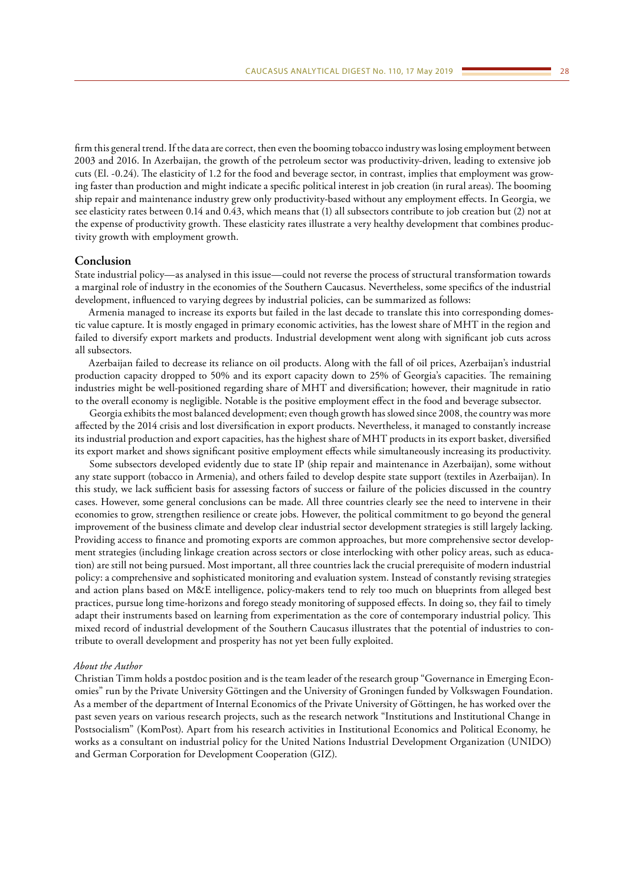firm this general trend. If the data are correct, then even the booming tobacco industry was losing employment between 2003 and 2016. In Azerbaijan, the growth of the petroleum sector was productivity-driven, leading to extensive job cuts (El. -0.24). The elasticity of 1.2 for the food and beverage sector, in contrast, implies that employment was growing faster than production and might indicate a specific political interest in job creation (in rural areas). The booming ship repair and maintenance industry grew only productivity-based without any employment effects. In Georgia, we see elasticity rates between 0.14 and 0.43, which means that (1) all subsectors contribute to job creation but (2) not at the expense of productivity growth. These elasticity rates illustrate a very healthy development that combines productivity growth with employment growth.

## Conclusion

State industrial policy—as analysed in this issue—could not reverse the process of structural transformation towards a marginal role of industry in the economies of the Southern Caucasus. Nevertheless, some specifics of the industrial development, influenced to varying degrees by industrial policies, can be summarized as follows:

Armenia managed to increase its exports but failed in the last decade to translate this into corresponding domestic value capture. It is mostly engaged in primary economic activities, has the lowest share of MHT in the region and failed to diversify export markets and products. Industrial development went along with significant job cuts across all subsectors.

Azerbaijan failed to decrease its reliance on oil products. Along with the fall of oil prices, Azerbaijan's industrial production capacity dropped to 50% and its export capacity down to 25% of Georgia's capacities. The remaining industries might be well-positioned regarding share of MHT and diversification; however, their magnitude in ratio to the overall economy is negligible. Notable is the positive employment effect in the food and beverage subsector.

Georgia exhibits the most balanced development; even though growth has slowed since 2008, the country was more affected by the 2014 crisis and lost diversification in export products. Nevertheless, it managed to constantly increase its industrial production and export capacities, has the highest share of MHT products in its export basket, diversified its export market and shows significant positive employment effects while simultaneously increasing its productivity.

Some subsectors developed evidently due to state IP (ship repair and maintenance in Azerbaijan), some without any state support (tobacco in Armenia), and others failed to develop despite state support (textiles in Azerbaijan). In this study, we lack sufficient basis for assessing factors of success or failure of the policies discussed in the country cases. However, some general conclusions can be made. All three countries clearly see the need to intervene in their economies to grow, strengthen resilience or create jobs. However, the political commitment to go beyond the general improvement of the business climate and develop clear industrial sector development strategies is still largely lacking. Providing access to finance and promoting exports are common approaches, but more comprehensive sector development strategies (including linkage creation across sectors or close interlocking with other policy areas, such as education) are still not being pursued. Most important, all three countries lack the crucial prerequisite of modern industrial policy: a comprehensive and sophisticated monitoring and evaluation system. Instead of constantly revising strategies and action plans based on M&E intelligence, policy-makers tend to rely too much on blueprints from alleged best practices, pursue long time-horizons and forego steady monitoring of supposed effects. In doing so, they fail to timely adapt their instruments based on learning from experimentation as the core of contemporary industrial policy. This mixed record of industrial development of the Southern Caucasus illustrates that the potential of industries to contribute to overall development and prosperity has not yet been fully exploited.

*About the Author*

Christian Timm holds a postdoc position and is the team leader of the research group "Governance in Emerging Economies" run by the Private University Göttingen and the University of Groningen funded by Volkswagen Foundation. As a member of the department of Internal Economics of the Private University of Göttingen, he has worked over the past seven years on various research projects, such as the research network "Institutions and Institutional Change in Postsocialism" (KomPost). Apart from his research activities in Institutional Economics and Political Economy, he works as a consultant on industrial policy for the United Nations Industrial Development Organization (UNIDO) and German Corporation for Development Cooperation (GIZ).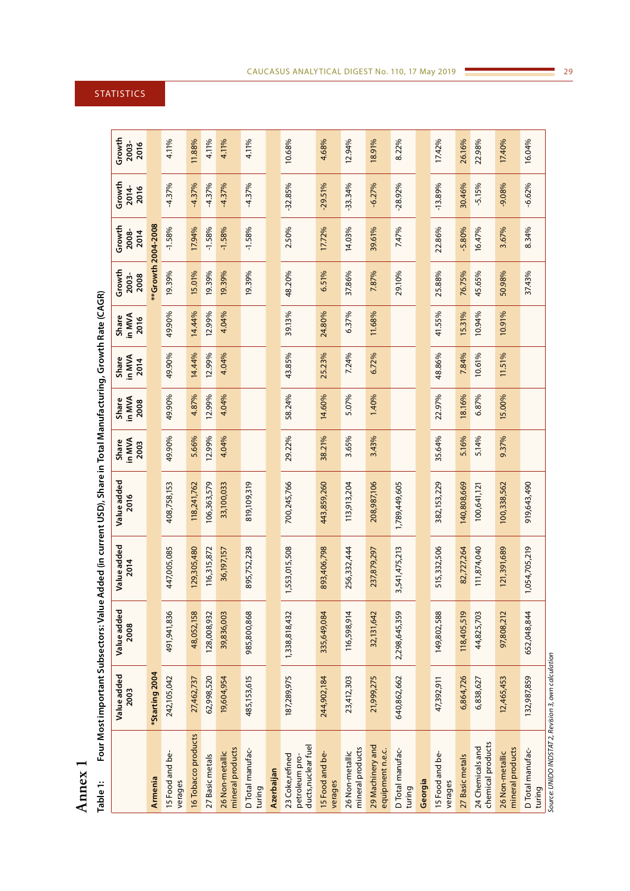STATISTICS

# Annex 1

**Table 1: Four Most important Subsectors: Value Added (in current USD), Share in Total Manufacturing, Growth Rate (CAGR)**

| | Value added 2003 | Value added 2008 | Value added 2014 | Value added 2016 | Share in MVA 2003 | Share in MVA 2008 | Share in MVA 2014 | Share in MVA 2016 | Growth 2003-2008 | Growth 2008-2014 | Growth 2014-2016 | Growth 2003-2016 |
|---|---|---|---|---|---|---|---|---|---|---|---|---|
| **Armenia** | ***Starting 2004** | | | | | | | | **\*\*Growth 2004-2008** | | | |
| 15 Food and beverages | 242,105,042 | 491,941,836 | 447,005,085 | 408,758,153 | 49.90% | 49.90% | 49.90% | 49.90% | 19.39% | -1.58% | -4.37% | 4.11% |
| 16 Tobacco products | 27,462,737 | 48,052,158 | 129,305,480 | 118,241,762 | 5.66% | 4.87% | 14.44% | 14.44% | 15.01% | 17.94% | -4.37% | 11.88% |
| 27 Basic metals | 62,998,520 | 128,008,932 | 116,315,872 | 106,363,579 | 12.99% | 12.99% | 12.99% | 12.99% | 19.39% | -1.58% | -4.37% | 4.11% |
| 26 Non-metallic mineral products | 19,604,954 | 39,836,003 | 36,197,157 | 33,100,033 | 4.04% | 4.04% | 4.04% | 4.04% | 19.39% | -1.58% | -4.37% | 4.11% |
| D Total manufacturing | 485,153,615 | 985,800,868 | 895,752,238 | 819,109,319 | | | | | 19.39% | -1.58% | -4.37% | 4.11% |
| **Azerbaijan** | | | | | | | | | | | | |
| 23 Coke,refined petroleum products,nuclear fuel | 187,289,975 | 1,338,818,432 | 1,553,015,508 | 700,245,766 | 29.22% | 58.24% | 43.85% | 39.13% | 48.20% | 2.50% | -32.85% | 10.68% |
| 15 Food and beverages | 244,902,184 | 335,649,084 | 893,406,798 | 443,859,260 | 38.21% | 14.60% | 25.23% | 24.80% | 6.51% | 17.72% | -29.51% | 4.68% |
| 26 Non-metallic mineral products | 23,412,303 | 116,598,914 | 256,332,444 | 113,913,204 | 3.65% | 5.07% | 7.24% | 6.37% | 37.86% | 14.03% | -33.34% | 12.94% |
| 29 Machinery and equipment n.e.c. | 21,999,275 | 32,131,642 | 237,879,297 | 208,987,106 | 3.43% | 1.40% | 6.72% | 11.68% | 7.87% | 39.61% | -6.27% | 18.91% |
| D Total manufacturing | 640,862,662 | 2,298,645,359 | 3,541,475,213 | 1,789,449,605 | | | | | 29.10% | 7.47% | -28.92% | 8.22% |
| **Georgia** | | | | | | | | | | | | |
| 15 Food and beverages | 47,392,911 | 149,802,588 | 515,332,506 | 382,153,229 | 35.64% | 22.97% | 48.86% | 41.55% | 25.88% | 22.86% | -13.89% | 17.42% |
| 27 Basic metals | 6,864,726 | 118,405,519 | 82,727,264 | 140,808,669 | 5.16% | 18.16% | 7.84% | 15.31% | 76.75% | -5.80% | 30.46% | 26.16% |
| 24 Chemicals and chemical products | 6,838,627 | 44,825,703 | 111,874,040 | 100,641,121 | 5.14% | 6.87% | 10.61% | 10.94% | 45.65% | 16.47% | -5.15% | 22.98% |
| 26 Non-metallic mineral products | 12,465,453 | 97,808,212 | 121,391,689 | 100,338,562 | 9.37% | 15.00% | 11.51% | 10.91% | 50.98% | 3.67% | -9.08% | 17.40% |
| D Total manufacturing | 132,987,859 | 652,048,844 | 1,054,705,219 | 919,643,490 | | | | | 37.43% | 8.34% | -6.62% | 16.04% |

*Source: UNIDO INDSTAT 2, Revision 3, own calculation*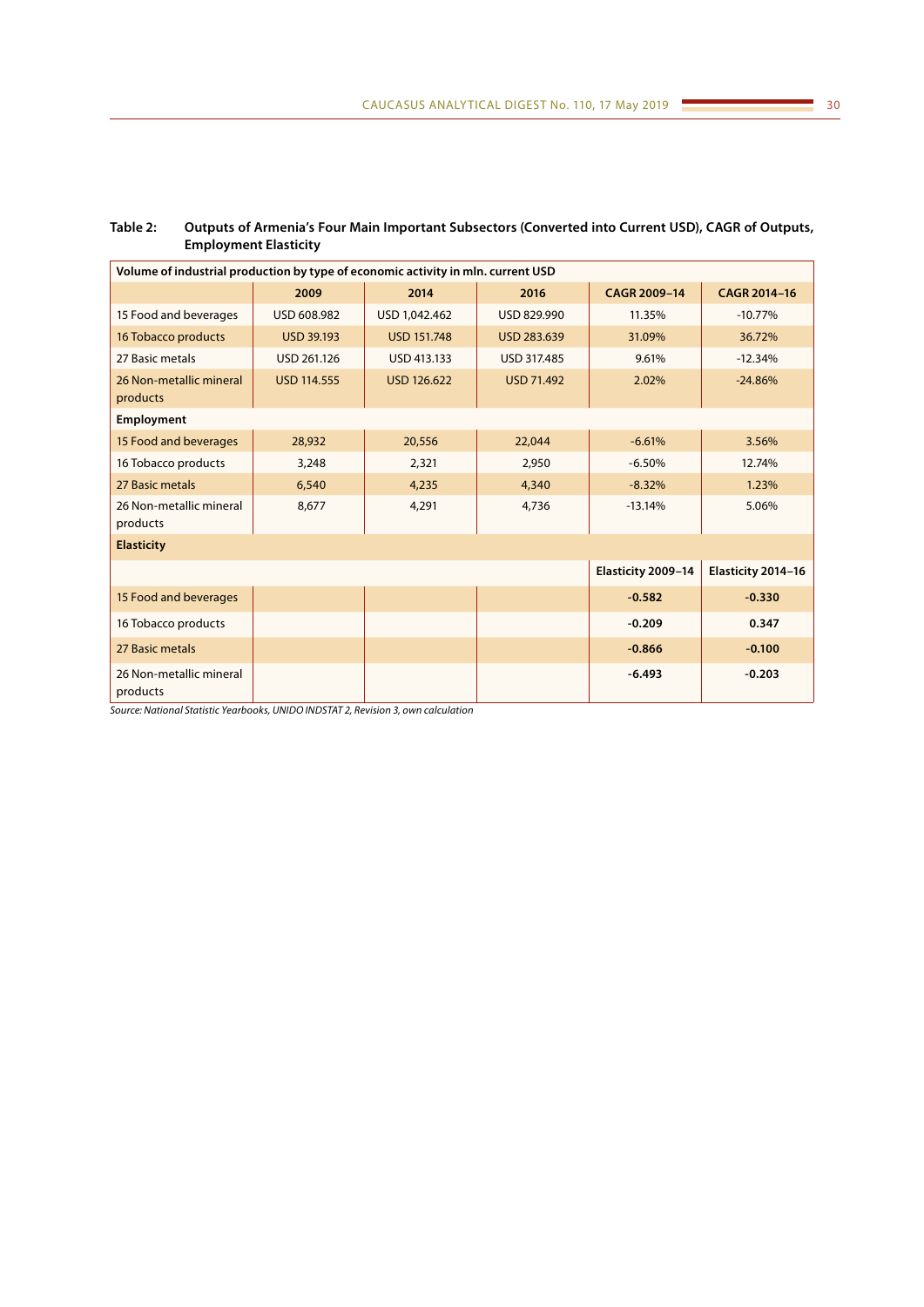**Table 2: Outputs of Armenia's Four Main Important Subsectors (Converted into Current USD), CAGR of Outputs, Employment Elasticity**

| Volume of industrial production by type of economic activity in mln. current USD | | | | | |
|---|---|---|---|---|---|
| | **2009** | **2014** | **2016** | **CAGR 2009–14** | **CAGR 2014–16** |
| 15 Food and beverages | USD 608.982 | USD 1,042.462 | USD 829.990 | 11.35% | -10.77% |
| 16 Tobacco products | USD 39.193 | USD 151.748 | USD 283.639 | 31.09% | 36.72% |
| 27 Basic metals | USD 261.126 | USD 413.133 | USD 317.485 | 9.61% | -12.34% |
| 26 Non-metallic mineral products | USD 114.555 | USD 126.622 | USD 71.492 | 2.02% | -24.86% |
| **Employment** | | | | | |
| 15 Food and beverages | 28,932 | 20,556 | 22,044 | -6.61% | 3.56% |
| 16 Tobacco products | 3,248 | 2,321 | 2,950 | -6.50% | 12.74% |
| 27 Basic metals | 6,540 | 4,235 | 4,340 | -8.32% | 1.23% |
| 26 Non-metallic mineral products | 8,677 | 4,291 | 4,736 | -13.14% | 5.06% |
| **Elasticity** | | | | | |
| | | | | **Elasticity 2009–14** | **Elasticity 2014–16** |
| 15 Food and beverages | | | | **-0.582** | **-0.330** |
| 16 Tobacco products | | | | **-0.209** | **0.347** |
| 27 Basic metals | | | | **-0.866** | **-0.100** |
| 26 Non-metallic mineral products | | | | **-6.493** | **-0.203** |

*Source: National Statistic Yearbooks, UNIDO INDSTAT 2, Revision 3, own calculation*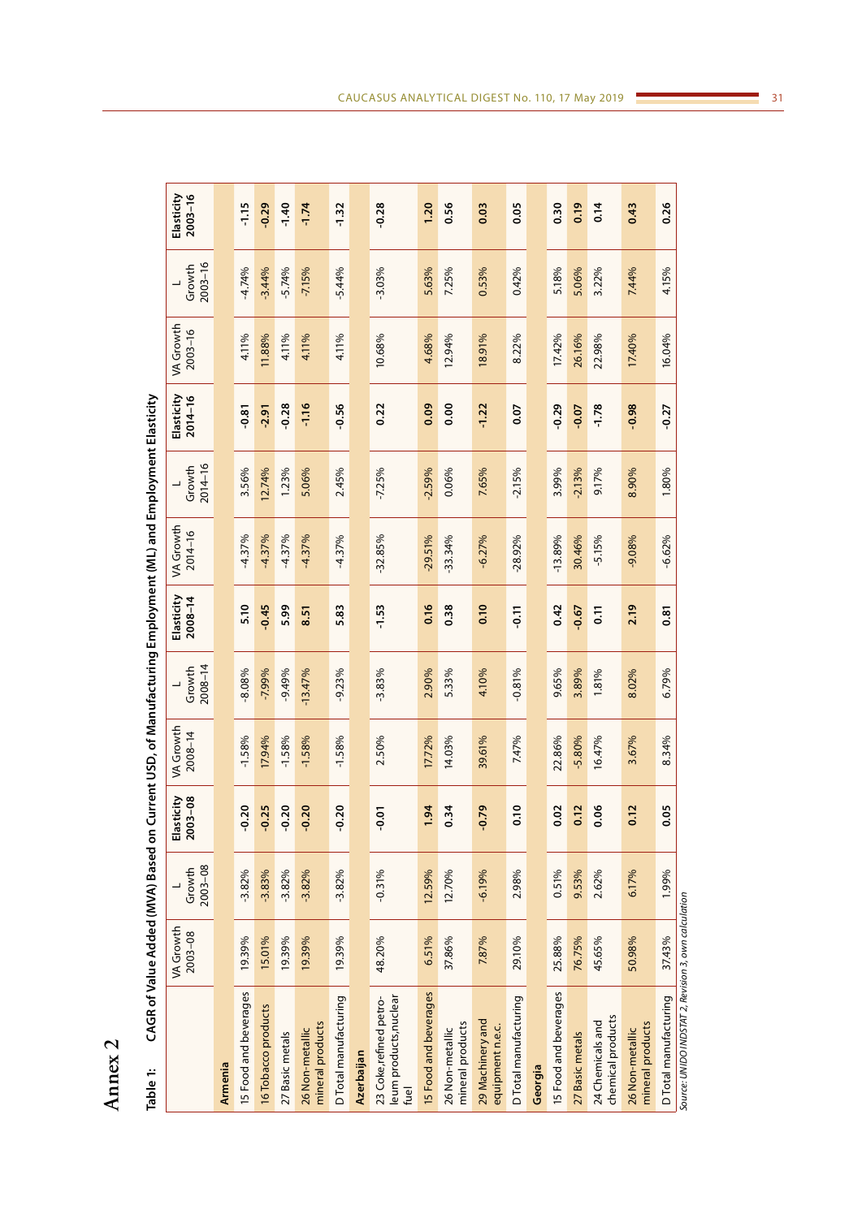# Annex 2

Table 1: CAGR of Value Added (MVA) Based on Current USD, of Manufacturing Employment (ML) and Employment Elasticity

| | VA Growth 2003–08 | L Growth 2003–08 | Elasticity 2003–08 | VA Growth 2008–14 | L Growth 2008–14 | Elasticity 2008–14 | VA Growth 2014–16 | L Growth 2014–16 | Elasticity 2014–16 | VA Growth 2003–16 | L Growth 2003–16 | Elasticity 2003–16 |
|---|---|---|---|---|---|---|---|---|---|---|---|---|
| **Armenia** | | | | | | | | | | | | |
| 15 Food and beverages | 19.39% | -3.82% | **-0.20** | -1.58% | -8.08% | **5.10** | -4.37% | 3.56% | **-0.81** | 4.11% | -4.74% | **-1.15** |
| 16 Tobacco products | 15.01% | -3.83% | **-0.25** | 17.94% | -7.99% | **-0.45** | -4.37% | 12.74% | **-2.91** | 11.88% | -3.44% | **-0.29** |
| 27 Basic metals | 19.39% | -3.82% | **-0.20** | -1.58% | -9.49% | **5.99** | -4.37% | 1.23% | **-0.28** | 4.11% | -5.74% | **-1.40** |
| 26 Non-metallic mineral products | 19.39% | -3.82% | **-0.20** | -1.58% | -13.47% | **8.51** | -4.37% | 5.06% | **-1.16** | 4.11% | -7.15% | **-1.74** |
| D Total manufacturing | 19.39% | -3.82% | **-0.20** | -1.58% | -9.23% | **5.83** | -4.37% | 2.45% | **-0.56** | 4.11% | -5.44% | **-1.32** |
| **Azerbaijan** | | | | | | | | | | | | |
| 23 Coke,refined petroleum products,nuclear fuel | 48.20% | -0.31% | **-0.01** | 2.50% | -3.83% | **-1.53** | -32.85% | -7.25% | **0.22** | 10.68% | -3.03% | **-0.28** |
| 15 Food and beverages | 6.51% | 12.59% | **1.94** | 17.72% | 2.90% | **0.16** | -29.51% | -2.59% | **0.09** | 4.68% | 5.63% | **1.20** |
| 26 Non-metallic mineral products | 37.86% | 12.70% | **0.34** | 14.03% | 5.33% | **0.38** | -33.34% | 0.06% | **0.00** | 12.94% | 7.25% | **0.56** |
| 29 Machinery and equipment n.e.c. | 7.87% | -6.19% | **-0.79** | 39.61% | 4.10% | **0.10** | -6.27% | 7.65% | **-1.22** | 18.91% | 0.53% | **0.03** |
| D Total manufacturing | 29.10% | 2.98% | **0.10** | 7.47% | -0.81% | **-0.11** | -28.92% | -2.15% | **0.07** | 8.22% | 0.42% | **0.05** |
| **Georgia** | | | | | | | | | | | | |
| 15 Food and beverages | 25.88% | 0.51% | **0.02** | 22.86% | 9.65% | **0.42** | -13.89% | 3.99% | **-0.29** | 17.42% | 5.18% | **0.30** |
| 27 Basic metals | 76.75% | 9.53% | **0.12** | -5.80% | 3.89% | **-0.67** | 30.46% | -2.13% | **-0.07** | 26.16% | 5.06% | **0.19** |
| 24 Chemicals and chemical products | 45.65% | 2.62% | **0.06** | 16.47% | 1.81% | **0.11** | -5.15% | 9.17% | **-1.78** | 22.98% | 3.22% | **0.14** |
| 26 Non-metallic mineral products | 50.98% | 6.17% | **0.12** | 3.67% | 8.02% | **2.19** | -9.08% | 8.90% | **-0.98** | 17.40% | 7.44% | **0.43** |
| D Total manufacturing | 37.43% | 1.99% | **0.05** | 8.34% | 6.79% | **0.81** | -6.62% | 1.80% | **-0.27** | 16.04% | 4.15% | **0.26** |

*Source: UNIDO INDSTAT 2, Revision 3, own calculation*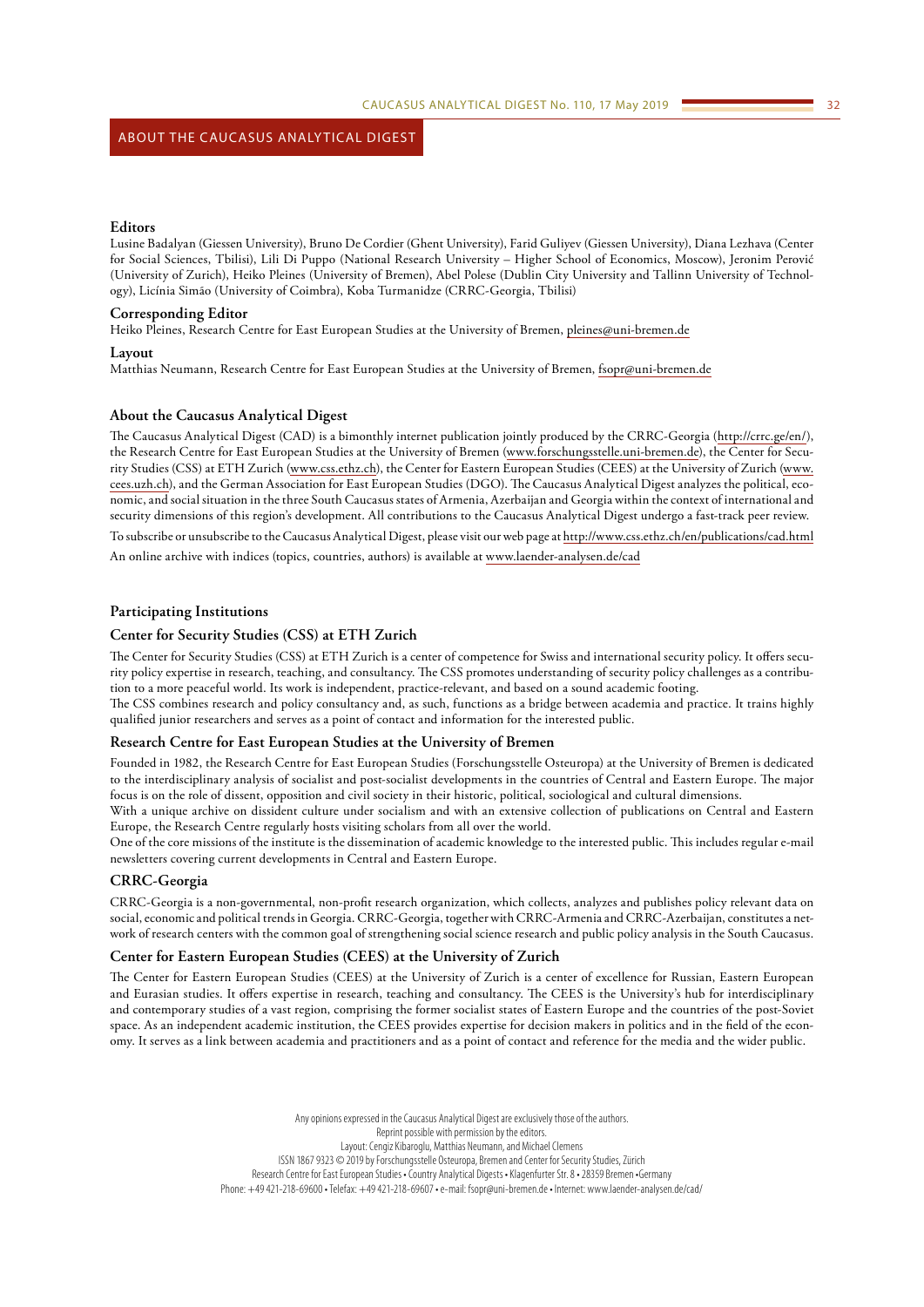## ABOUT THE CAUCASUS ANALYTICAL DIGEST

### Editors

Lusine Badalyan (Giessen University), Bruno De Cordier (Ghent University), Farid Guliyev (Giessen University), Diana Lezhava (Center for Social Sciences, Tbilisi), Lili Di Puppo (National Research University – Higher School of Economics, Moscow), Jeronim Perović (University of Zurich), Heiko Pleines (University of Bremen), Abel Polese (Dublin City University and Tallinn University of Technology), Licínia Simão (University of Coimbra), Koba Turmanidze (CRRC-Georgia, Tbilisi)

### Corresponding Editor

Heiko Pleines, Research Centre for East European Studies at the University of Bremen, pleines@uni-bremen.de

### Layout

Matthias Neumann, Research Centre for East European Studies at the University of Bremen, fsopr@uni-bremen.de

### About the Caucasus Analytical Digest

The Caucasus Analytical Digest (CAD) is a bimonthly internet publication jointly produced by the CRRC-Georgia (http://crrc.ge/en/), the Research Centre for East European Studies at the University of Bremen (www.forschungsstelle.uni-bremen.de), the Center for Security Studies (CSS) at ETH Zurich (www.css.ethz.ch), the Center for Eastern European Studies (CEES) at the University of Zurich (www.cees.uzh.ch), and the German Association for East European Studies (DGO). The Caucasus Analytical Digest analyzes the political, economic, and social situation in the three South Caucasus states of Armenia, Azerbaijan and Georgia within the context of international and security dimensions of this region's development. All contributions to the Caucasus Analytical Digest undergo a fast-track peer review.

To subscribe or unsubscribe to the Caucasus Analytical Digest, please visit our web page at http://www.css.ethz.ch/en/publications/cad.html

An online archive with indices (topics, countries, authors) is available at www.laender-analysen.de/cad

### Participating Institutions

### Center for Security Studies (CSS) at ETH Zurich

The Center for Security Studies (CSS) at ETH Zurich is a center of competence for Swiss and international security policy. It offers security policy expertise in research, teaching, and consultancy. The CSS promotes understanding of security policy challenges as a contribution to a more peaceful world. Its work is independent, practice-relevant, and based on a sound academic footing.

The CSS combines research and policy consultancy and, as such, functions as a bridge between academia and practice. It trains highly qualified junior researchers and serves as a point of contact and information for the interested public.

### Research Centre for East European Studies at the University of Bremen

Founded in 1982, the Research Centre for East European Studies (Forschungsstelle Osteuropa) at the University of Bremen is dedicated to the interdisciplinary analysis of socialist and post-socialist developments in the countries of Central and Eastern Europe. The major focus is on the role of dissent, opposition and civil society in their historic, political, sociological and cultural dimensions.

With a unique archive on dissident culture under socialism and with an extensive collection of publications on Central and Eastern Europe, the Research Centre regularly hosts visiting scholars from all over the world.

One of the core missions of the institute is the dissemination of academic knowledge to the interested public. This includes regular e-mail newsletters covering current developments in Central and Eastern Europe.

### CRRC-Georgia

CRRC-Georgia is a non-governmental, non-profit research organization, which collects, analyzes and publishes policy relevant data on social, economic and political trends in Georgia. CRRC-Georgia, together with CRRC-Armenia and CRRC-Azerbaijan, constitutes a network of research centers with the common goal of strengthening social science research and public policy analysis in the South Caucasus.

### Center for Eastern European Studies (CEES) at the University of Zurich

The Center for Eastern European Studies (CEES) at the University of Zurich is a center of excellence for Russian, Eastern European and Eurasian studies. It offers expertise in research, teaching and consultancy. The CEES is the University's hub for interdisciplinary and contemporary studies of a vast region, comprising the former socialist states of Eastern Europe and the countries of the post-Soviet space. As an independent academic institution, the CEES provides expertise for decision makers in politics and in the field of the economy. It serves as a link between academia and practitioners and as a point of contact and reference for the media and the wider public.

Any opinions expressed in the Caucasus Analytical Digest are exclusively those of the authors.
Reprint possible with permission by the editors.
Layout: Cengiz Kibaroglu, Matthias Neumann, and Michael Clemens
ISSN 1867 9323 © 2019 by Forschungsstelle Osteuropa, Bremen and Center for Security Studies, Zürich
Research Centre for East European Studies • Country Analytical Digests • Klagenfurter Str. 8 • 28359 Bremen • Germany
Phone: +49 421-218-69600 • Telefax: +49 421-218-69607 • e-mail: fsopr@uni-bremen.de • Internet: www.laender-analysen.de/cad/